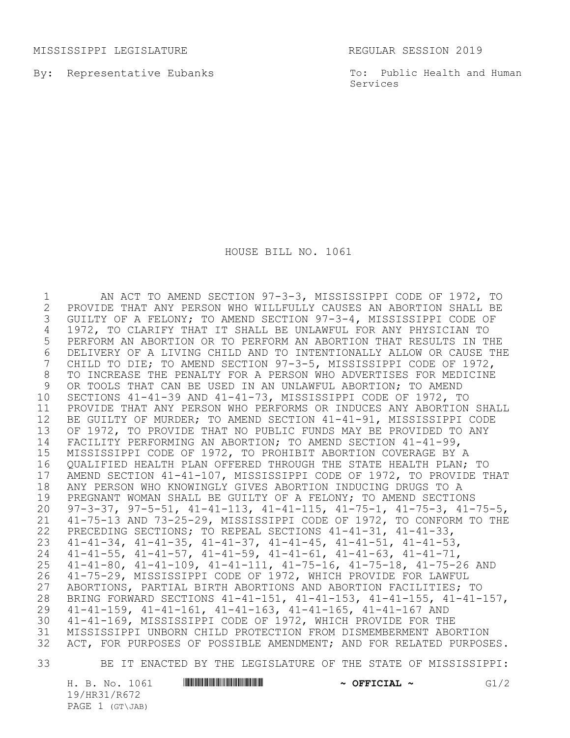MISSISSIPPI LEGISLATURE REGULAR SESSION 2019

By: Representative Eubanks

To: Public Health and Human Services

# HOUSE BILL NO. 1061

AN ACT TO AMEND SECTION 97-3-3, MISSISSIPPI CODE OF 1972, TO PROVIDE THAT ANY PERSON WHO WILLFULLY CAUSES AN ABORTION SHALL BE GUILTY OF A FELONY; TO AMEND SECTION 97-3-4, MISSISSIPPI CODE OF 1972, TO CLARIFY THAT IT SHALL BE UNLAWFUL FOR ANY PHYSICIAN TO PERFORM AN ABORTION OR TO PERFORM AN ABORTION THAT RESULTS IN THE DELIVERY OF A LIVING CHILD AND TO INTENTIONALLY ALLOW OR CAUSE THE CHILD TO DIE; TO AMEND SECTION 97-3-5, MISSISSIPPI CODE OF 1972, TO INCREASE THE PENALTY FOR A PERSON WHO ADVERTISES FOR MEDICINE OR TOOLS THAT CAN BE USED IN AN UNLAWFUL ABORTION; TO AMEND SECTIONS 41-41-39 AND 41-41-73, MISSISSIPPI CODE OF 1972, TO PROVIDE THAT ANY PERSON WHO PERFORMS OR INDUCES ANY ABORTION SHALL BE GUILTY OF MURDER; TO AMEND SECTION 41-41-91, MISSISSIPPI CODE OF 1972, TO PROVIDE THAT NO PUBLIC FUNDS MAY BE PROVIDED TO ANY FACILITY PERFORMING AN ABORTION; TO AMEND SECTION 41-41-99, MISSISSIPPI CODE OF 1972, TO PROHIBIT ABORTION COVERAGE BY A QUALIFIED HEALTH PLAN OFFERED THROUGH THE STATE HEALTH PLAN; TO AMEND SECTION 41-41-107, MISSISSIPPI CODE OF 1972, TO PROVIDE THAT ANY PERSON WHO KNOWINGLY GIVES ABORTION INDUCING DRUGS TO A PREGNANT WOMAN SHALL BE GUILTY OF A FELONY; TO AMEND SECTIONS 97-3-37, 97-5-51, 41-41-113, 41-41-115, 41-75-1, 41-75-3, 41-75-5, 41-75-13 AND 73-25-29, MISSISSIPPI CODE OF 1972, TO CONFORM TO THE PRECEDING SECTIONS; TO REPEAL SECTIONS 41-41-31, 41-41-33, 41-41-34, 41-41-35, 41-41-37, 41-41-45, 41-41-51, 41-41-53, 41-41-55, 41-41-57, 41-41-59, 41-41-61, 41-41-63, 41-41-71, 41-41-80, 41-41-109, 41-41-111, 41-75-16, 41-75-18, 41-75-26 AND 41-75-29, MISSISSIPPI CODE OF 1972, WHICH PROVIDE FOR LAWFUL ABORTIONS, PARTIAL BIRTH ABORTIONS AND ABORTION FACILITIES; TO BRING FORWARD SECTIONS 41-41-151, 41-41-153, 41-41-155, 41-41-157, 41-41-159, 41-41-161, 41-41-163, 41-41-165, 41-41-167 AND 41-41-169, MISSISSIPPI CODE OF 1972, WHICH PROVIDE FOR THE MISSISSIPPI UNBORN CHILD PROTECTION FROM DISMEMBERMENT ABORTION ACT, FOR PURPOSES OF POSSIBLE AMENDMENT; AND FOR RELATED PURPOSES.

BE IT ENACTED BY THE LEGISLATURE OF THE STATE OF MISSISSIPPI: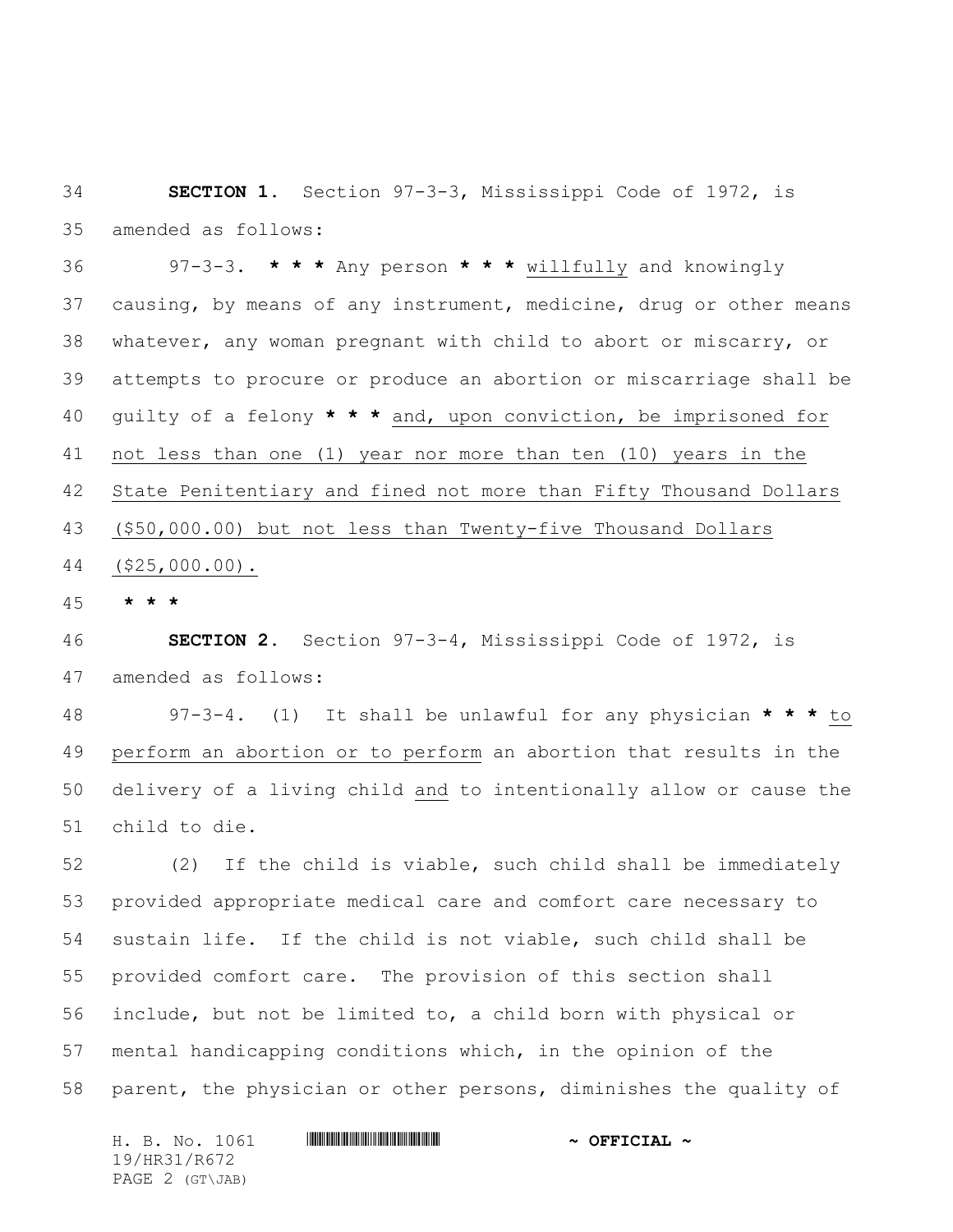**SECTION 1.** Section 97-3-3, Mississippi Code of 1972, is amended as follows:

97-3-3. * * * Any person * * * willfully and knowingly causing, by means of any instrument, medicine, drug or other means whatever, any woman pregnant with child to abort or miscarry, or attempts to procure or produce an abortion or miscarriage shall be guilty of a felony * * * and, upon conviction, be imprisoned for not less than one (1) year nor more than ten (10) years in the State Penitentiary and fined not more than Fifty Thousand Dollars ($50,000.00) but not less than Twenty-five Thousand Dollars ($25,000.00).

* * *

**SECTION 2.** Section 97-3-4, Mississippi Code of 1972, is amended as follows:

97-3-4. (1) It shall be unlawful for any physician * * * to perform an abortion or to perform an abortion that results in the delivery of a living child and to intentionally allow or cause the child to die.

(2) If the child is viable, such child shall be immediately provided appropriate medical care and comfort care necessary to sustain life. If the child is not viable, such child shall be provided comfort care. The provision of this section shall include, but not be limited to, a child born with physical or mental handicapping conditions which, in the opinion of the parent, the physician or other persons, diminishes the quality of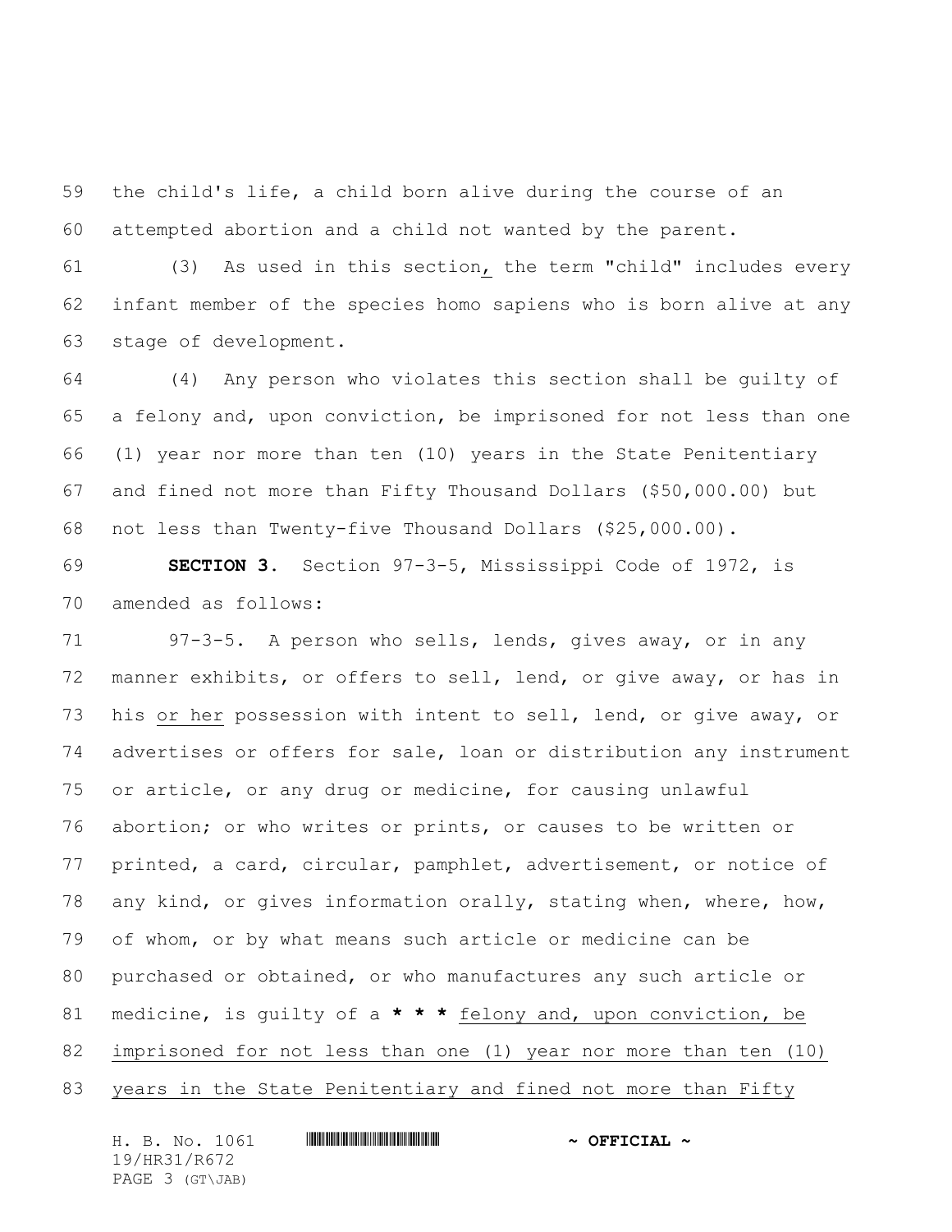the child's life, a child born alive during the course of an attempted abortion and a child not wanted by the parent.

(3) As used in this section, the term "child" includes every infant member of the species homo sapiens who is born alive at any stage of development.

(4) Any person who violates this section shall be guilty of a felony and, upon conviction, be imprisoned for not less than one (1) year nor more than ten (10) years in the State Penitentiary and fined not more than Fifty Thousand Dollars ($50,000.00) but not less than Twenty-five Thousand Dollars ($25,000.00).

**SECTION 3.** Section 97-3-5, Mississippi Code of 1972, is amended as follows:

97-3-5. A person who sells, lends, gives away, or in any manner exhibits, or offers to sell, lend, or give away, or has in his or her possession with intent to sell, lend, or give away, or advertises or offers for sale, loan or distribution any instrument or article, or any drug or medicine, for causing unlawful abortion; or who writes or prints, or causes to be written or printed, a card, circular, pamphlet, advertisement, or notice of any kind, or gives information orally, stating when, where, how, of whom, or by what means such article or medicine can be purchased or obtained, or who manufactures any such article or medicine, is guilty of a **\* \* \*** felony and, upon conviction, be imprisoned for not less than one (1) year nor more than ten (10) years in the State Penitentiary and fined not more than Fifty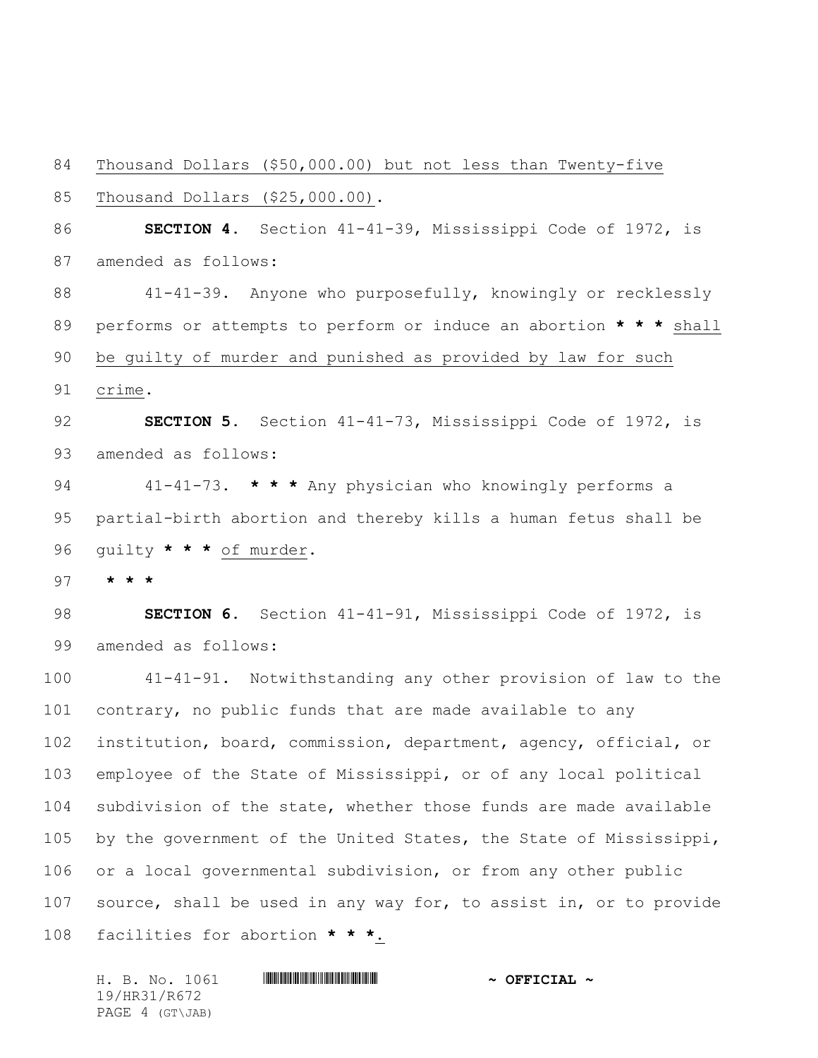Thousand Dollars ($50,000.00) but not less than Twenty-five Thousand Dollars ($25,000.00).

**SECTION 4.** Section 41-41-39, Mississippi Code of 1972, is amended as follows:

41-41-39. Anyone who purposefully, knowingly or recklessly performs or attempts to perform or induce an abortion *** shall be guilty of murder and punished as provided by law for such crime.

**SECTION 5.** Section 41-41-73, Mississippi Code of 1972, is amended as follows:

41-41-73. *** Any physician who knowingly performs a partial-birth abortion and thereby kills a human fetus shall be guilty *** of murder.

***

**SECTION 6.** Section 41-41-91, Mississippi Code of 1972, is amended as follows:

41-41-91. Notwithstanding any other provision of law to the contrary, no public funds that are made available to any institution, board, commission, department, agency, official, or employee of the State of Mississippi, or of any local political subdivision of the state, whether those funds are made available by the government of the United States, the State of Mississippi, or a local governmental subdivision, or from any other public source, shall be used in any way for, to assist in, or to provide facilities for abortion ***.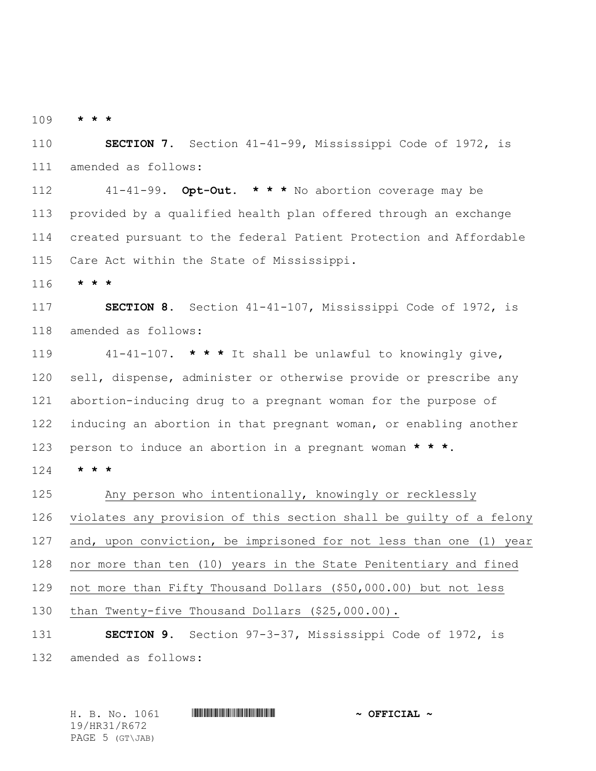**\* \* \***

**SECTION 7.** Section 41-41-99, Mississippi Code of 1972, is amended as follows:

41-41-99. **Opt-Out.** **\* \* \*** No abortion coverage may be provided by a qualified health plan offered through an exchange created pursuant to the federal Patient Protection and Affordable Care Act within the State of Mississippi.

**\* \* \***

**SECTION 8.** Section 41-41-107, Mississippi Code of 1972, is amended as follows:

41-41-107. **\* \* \*** It shall be unlawful to knowingly give, sell, dispense, administer or otherwise provide or prescribe any abortion-inducing drug to a pregnant woman for the purpose of inducing an abortion in that pregnant woman, or enabling another person to induce an abortion in a pregnant woman **\* \* \***.

**\* \* \***

<u>Any person who intentionally, knowingly or recklessly violates any provision of this section shall be guilty of a felony and, upon conviction, be imprisoned for not less than one (1) year nor more than ten (10) years in the State Penitentiary and fined not more than Fifty Thousand Dollars ($50,000.00) but not less than Twenty-five Thousand Dollars ($25,000.00).</u>

**SECTION 9.** Section 97-3-37, Mississippi Code of 1972, is amended as follows: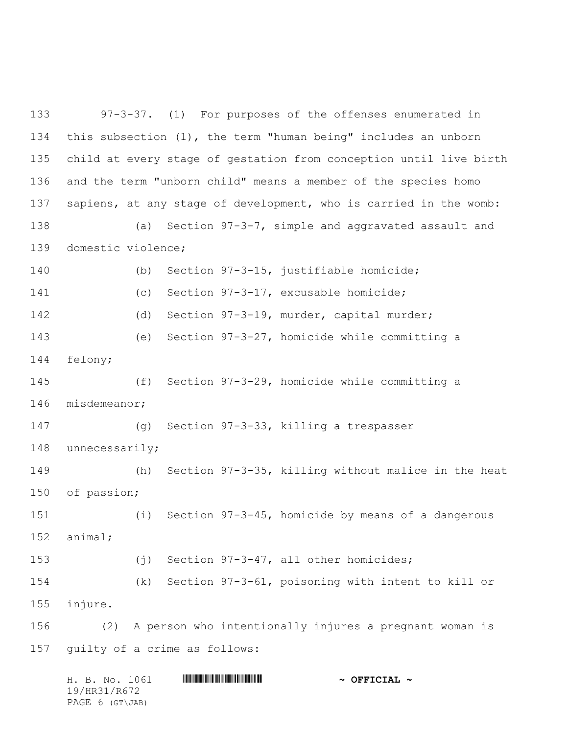97-3-37. (1) For purposes of the offenses enumerated in this subsection (1), the term "human being" includes an unborn child at every stage of gestation from conception until live birth and the term "unborn child" means a member of the species homo sapiens, at any stage of development, who is carried in the womb:

(a) Section 97-3-7, simple and aggravated assault and domestic violence;

(b) Section 97-3-15, justifiable homicide;

(c) Section 97-3-17, excusable homicide;

(d) Section 97-3-19, murder, capital murder;

(e) Section 97-3-27, homicide while committing a felony;

(f) Section 97-3-29, homicide while committing a misdemeanor;

(g) Section 97-3-33, killing a trespasser unnecessarily;

(h) Section 97-3-35, killing without malice in the heat of passion;

(i) Section 97-3-45, homicide by means of a dangerous animal;

(j) Section 97-3-47, all other homicides;

(k) Section 97-3-61, poisoning with intent to kill or injure.

(2) A person who intentionally injures a pregnant woman is guilty of a crime as follows: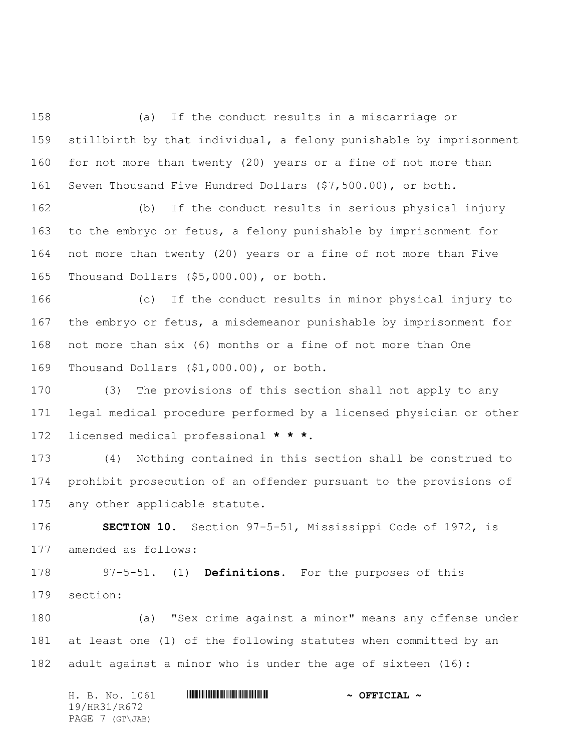(a) If the conduct results in a miscarriage or stillbirth by that individual, a felony punishable by imprisonment for not more than twenty (20) years or a fine of not more than Seven Thousand Five Hundred Dollars ($7,500.00), or both.

(b) If the conduct results in serious physical injury to the embryo or fetus, a felony punishable by imprisonment for not more than twenty (20) years or a fine of not more than Five Thousand Dollars ($5,000.00), or both.

(c) If the conduct results in minor physical injury to the embryo or fetus, a misdemeanor punishable by imprisonment for not more than six (6) months or a fine of not more than One Thousand Dollars ($1,000.00), or both.

(3) The provisions of this section shall not apply to any legal medical procedure performed by a licensed physician or other licensed medical professional **\* \* \***.

(4) Nothing contained in this section shall be construed to prohibit prosecution of an offender pursuant to the provisions of any other applicable statute.

**SECTION 10.** Section 97-5-51, Mississippi Code of 1972, is amended as follows:

97-5-51. (1) **Definitions.** For the purposes of this section:

(a) "Sex crime against a minor" means any offense under at least one (1) of the following statutes when committed by an adult against a minor who is under the age of sixteen (16):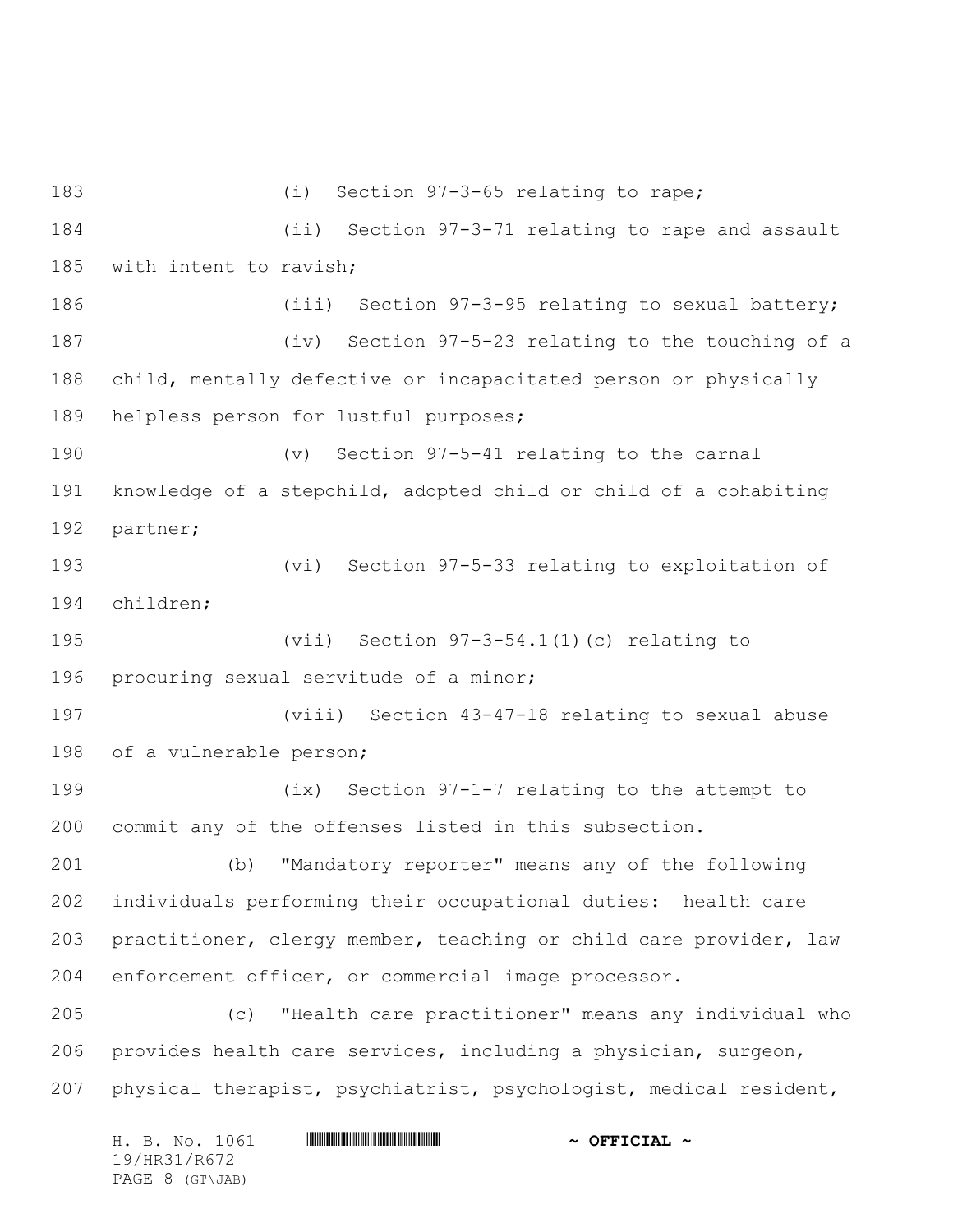(i) Section 97-3-65 relating to rape;

(ii) Section 97-3-71 relating to rape and assault with intent to ravish;

(iii) Section 97-3-95 relating to sexual battery;

(iv) Section 97-5-23 relating to the touching of a child, mentally defective or incapacitated person or physically helpless person for lustful purposes;

(v) Section 97-5-41 relating to the carnal knowledge of a stepchild, adopted child or child of a cohabiting partner;

(vi) Section 97-5-33 relating to exploitation of children;

(vii) Section 97-3-54.1(1)(c) relating to procuring sexual servitude of a minor;

(viii) Section 43-47-18 relating to sexual abuse of a vulnerable person;

(ix) Section 97-1-7 relating to the attempt to commit any of the offenses listed in this subsection.

(b) "Mandatory reporter" means any of the following individuals performing their occupational duties: health care practitioner, clergy member, teaching or child care provider, law enforcement officer, or commercial image processor.

(c) "Health care practitioner" means any individual who provides health care services, including a physician, surgeon, physical therapist, psychiatrist, psychologist, medical resident,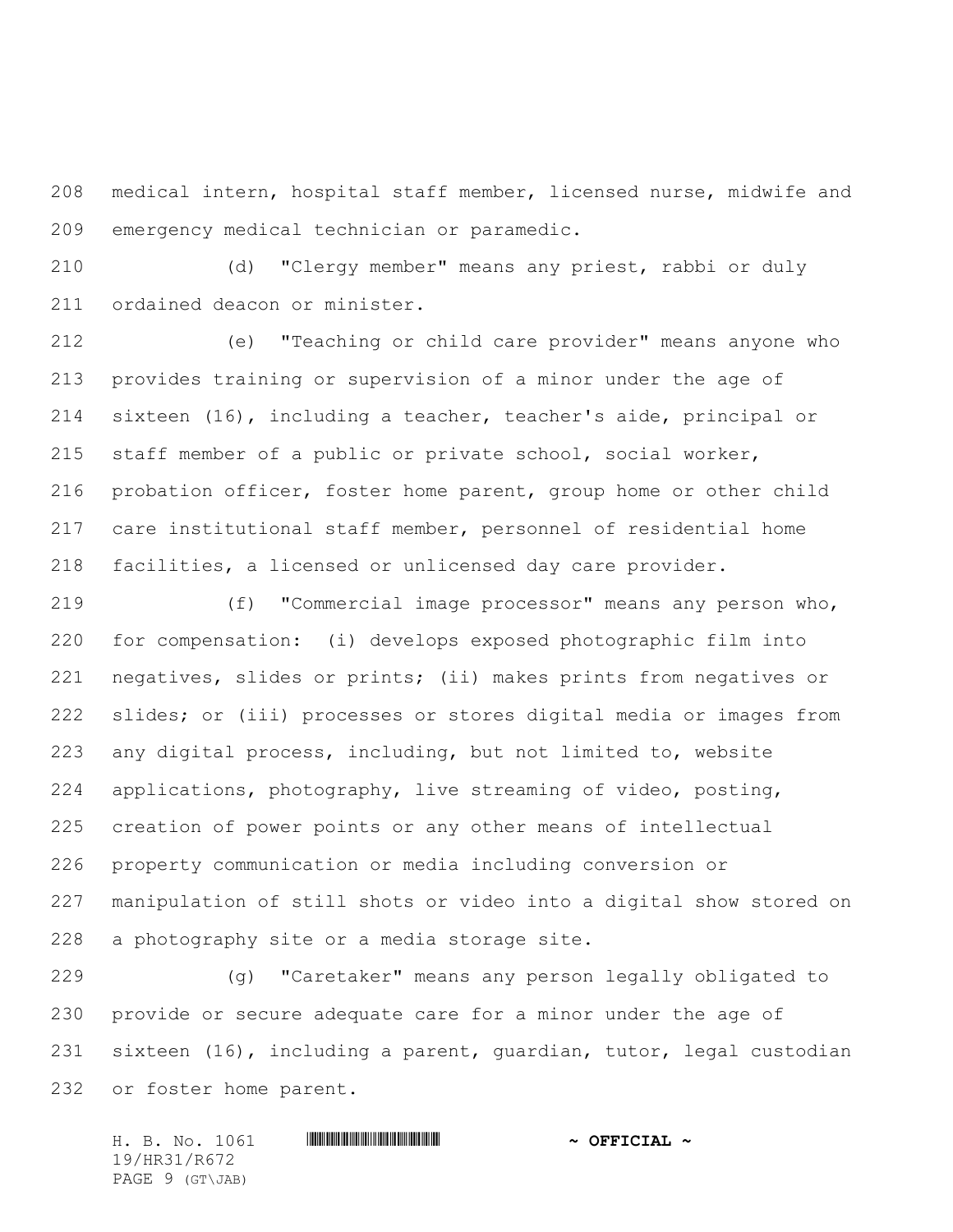medical intern, hospital staff member, licensed nurse, midwife and emergency medical technician or paramedic.

(d) "Clergy member" means any priest, rabbi or duly ordained deacon or minister.

(e) "Teaching or child care provider" means anyone who provides training or supervision of a minor under the age of sixteen (16), including a teacher, teacher's aide, principal or staff member of a public or private school, social worker, probation officer, foster home parent, group home or other child care institutional staff member, personnel of residential home facilities, a licensed or unlicensed day care provider.

(f) "Commercial image processor" means any person who, for compensation: (i) develops exposed photographic film into negatives, slides or prints; (ii) makes prints from negatives or slides; or (iii) processes or stores digital media or images from any digital process, including, but not limited to, website applications, photography, live streaming of video, posting, creation of power points or any other means of intellectual property communication or media including conversion or manipulation of still shots or video into a digital show stored on a photography site or a media storage site.

(g) "Caretaker" means any person legally obligated to provide or secure adequate care for a minor under the age of sixteen (16), including a parent, guardian, tutor, legal custodian or foster home parent.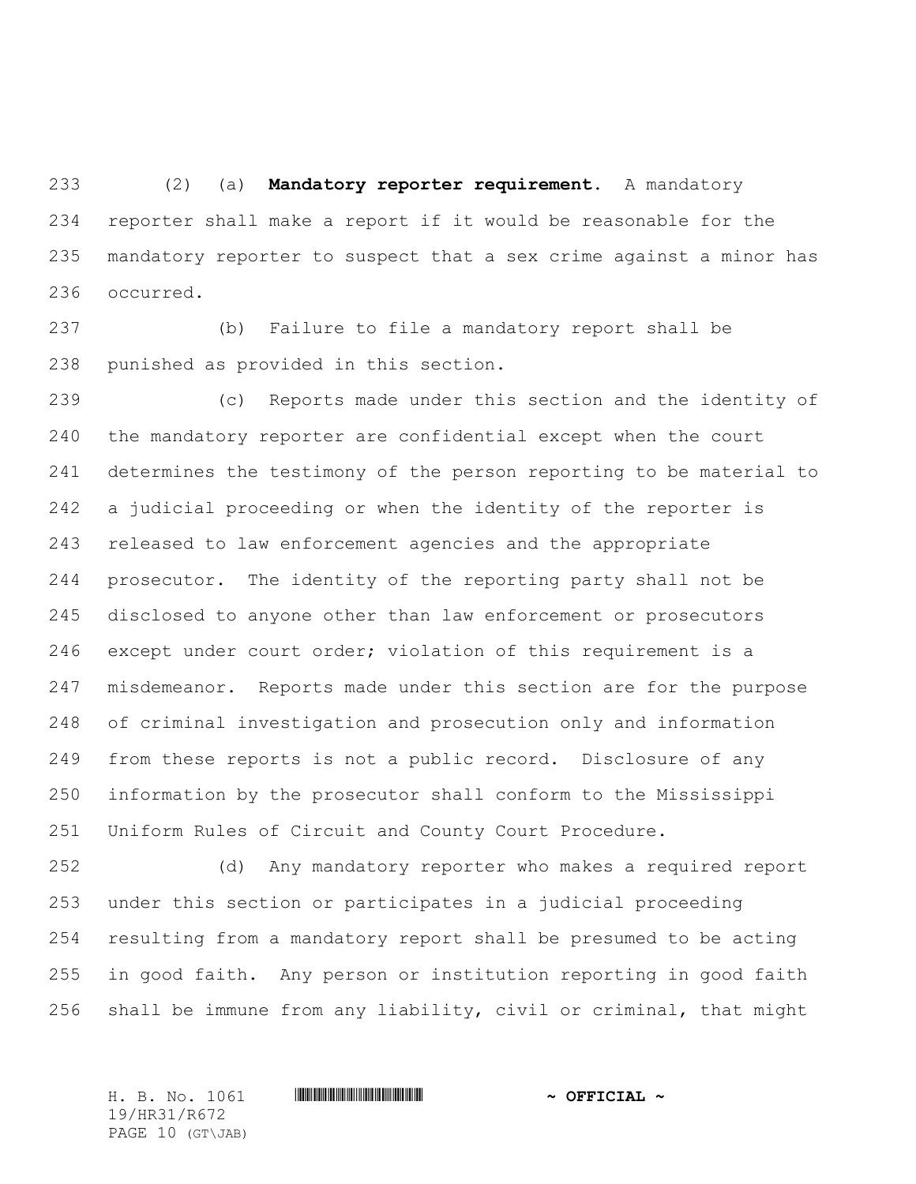(2) (a) **Mandatory reporter requirement.** A mandatory reporter shall make a report if it would be reasonable for the mandatory reporter to suspect that a sex crime against a minor has occurred.

(b) Failure to file a mandatory report shall be punished as provided in this section.

(c) Reports made under this section and the identity of the mandatory reporter are confidential except when the court determines the testimony of the person reporting to be material to a judicial proceeding or when the identity of the reporter is released to law enforcement agencies and the appropriate prosecutor. The identity of the reporting party shall not be disclosed to anyone other than law enforcement or prosecutors except under court order; violation of this requirement is a misdemeanor. Reports made under this section are for the purpose of criminal investigation and prosecution only and information from these reports is not a public record. Disclosure of any information by the prosecutor shall conform to the Mississippi Uniform Rules of Circuit and County Court Procedure.

(d) Any mandatory reporter who makes a required report under this section or participates in a judicial proceeding resulting from a mandatory report shall be presumed to be acting in good faith. Any person or institution reporting in good faith shall be immune from any liability, civil or criminal, that might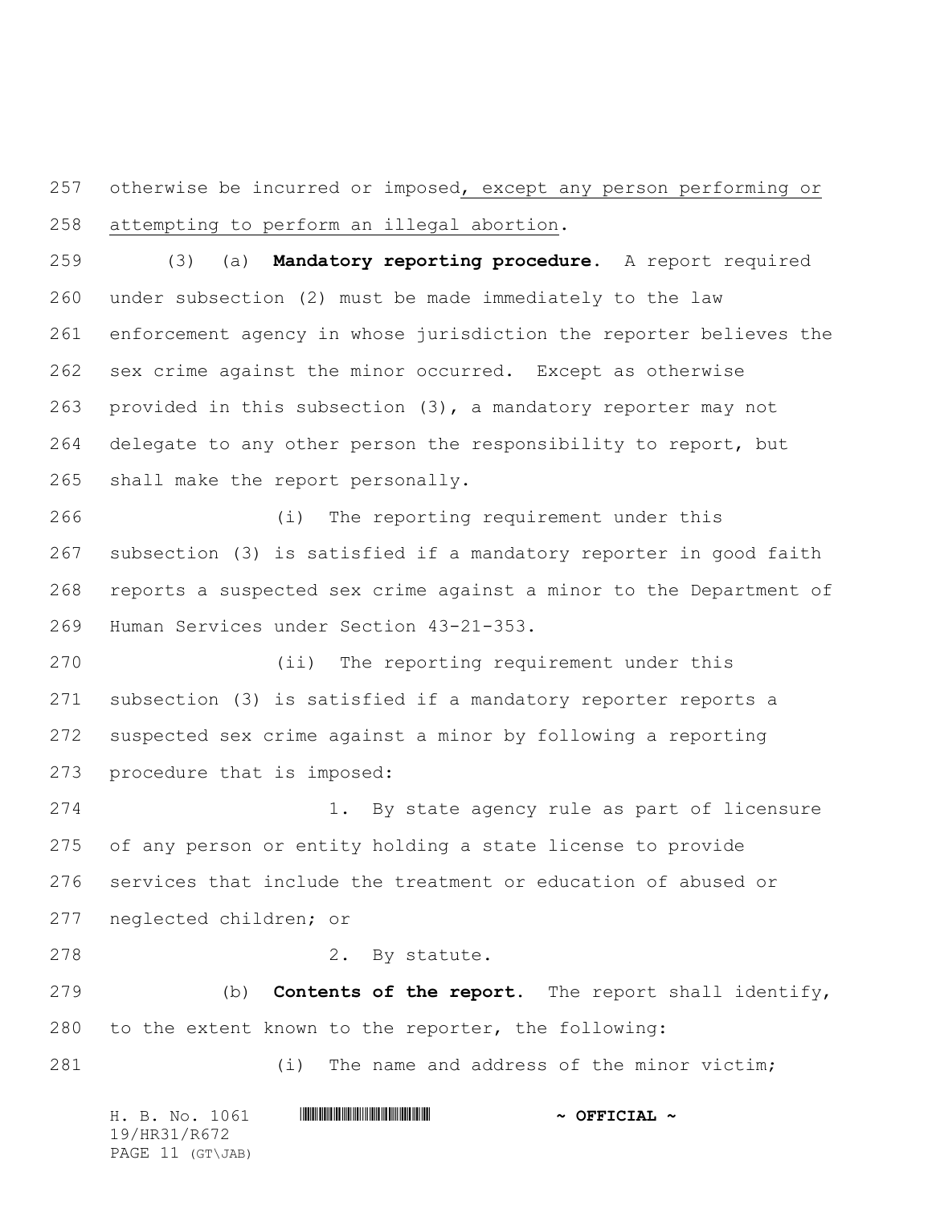otherwise be incurred or imposed, except any person performing or attempting to perform an illegal abortion.

(3) (a) **Mandatory reporting procedure.** A report required under subsection (2) must be made immediately to the law enforcement agency in whose jurisdiction the reporter believes the sex crime against the minor occurred. Except as otherwise provided in this subsection (3), a mandatory reporter may not delegate to any other person the responsibility to report, but shall make the report personally.

(i) The reporting requirement under this subsection (3) is satisfied if a mandatory reporter in good faith reports a suspected sex crime against a minor to the Department of Human Services under Section 43-21-353.

(ii) The reporting requirement under this subsection (3) is satisfied if a mandatory reporter reports a suspected sex crime against a minor by following a reporting procedure that is imposed:

1. By state agency rule as part of licensure of any person or entity holding a state license to provide services that include the treatment or education of abused or neglected children; or

2. By statute.

(b) **Contents of the report.** The report shall identify, to the extent known to the reporter, the following:

(i) The name and address of the minor victim;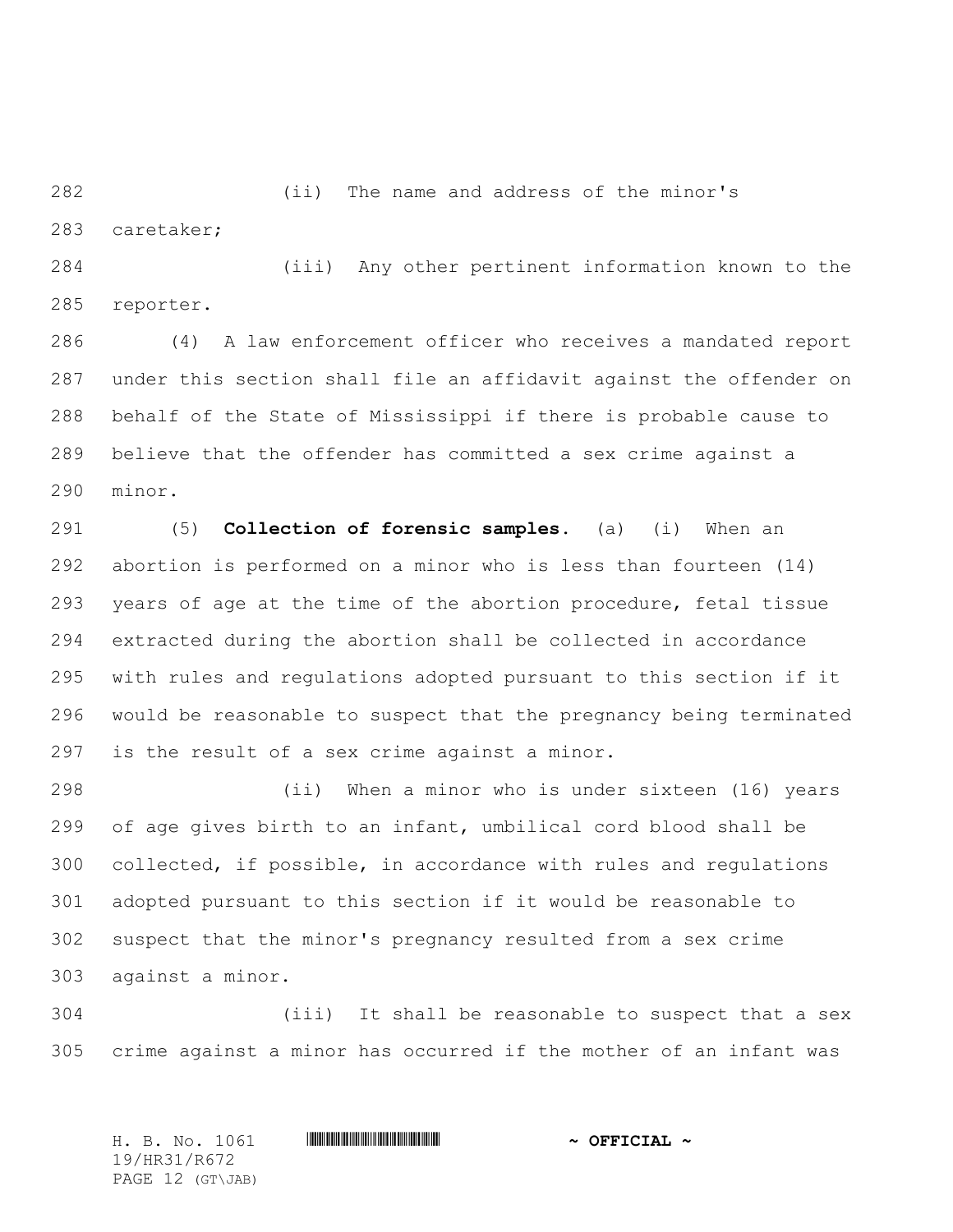(ii) The name and address of the minor's caretaker;

(iii) Any other pertinent information known to the reporter.

(4) A law enforcement officer who receives a mandated report under this section shall file an affidavit against the offender on behalf of the State of Mississippi if there is probable cause to believe that the offender has committed a sex crime against a minor.

(5) **Collection of forensic samples.** (a) (i) When an abortion is performed on a minor who is less than fourteen (14) years of age at the time of the abortion procedure, fetal tissue extracted during the abortion shall be collected in accordance with rules and regulations adopted pursuant to this section if it would be reasonable to suspect that the pregnancy being terminated is the result of a sex crime against a minor.

(ii) When a minor who is under sixteen (16) years of age gives birth to an infant, umbilical cord blood shall be collected, if possible, in accordance with rules and regulations adopted pursuant to this section if it would be reasonable to suspect that the minor's pregnancy resulted from a sex crime against a minor.

(iii) It shall be reasonable to suspect that a sex crime against a minor has occurred if the mother of an infant was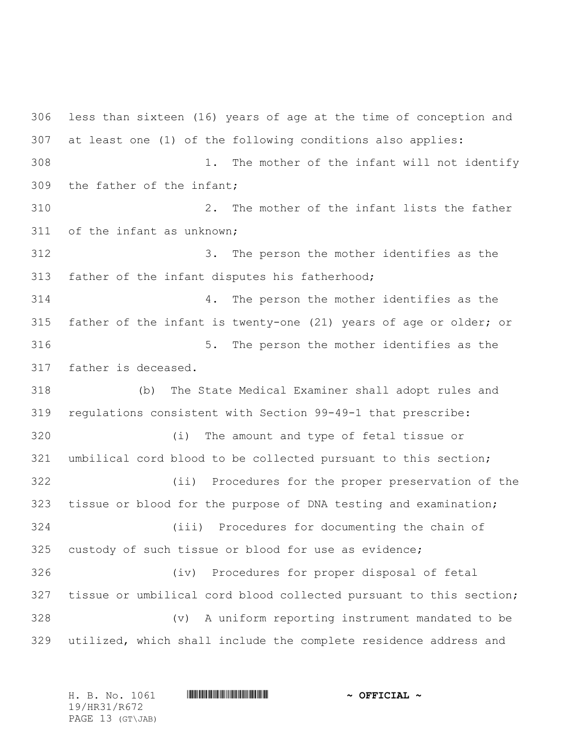less than sixteen (16) years of age at the time of conception and at least one (1) of the following conditions also applies:

1. The mother of the infant will not identify the father of the infant;

2. The mother of the infant lists the father of the infant as unknown;

3. The person the mother identifies as the father of the infant disputes his fatherhood;

4. The person the mother identifies as the father of the infant is twenty-one (21) years of age or older; or

5. The person the mother identifies as the father is deceased.

(b) The State Medical Examiner shall adopt rules and regulations consistent with Section 99-49-1 that prescribe:

(i) The amount and type of fetal tissue or umbilical cord blood to be collected pursuant to this section;

(ii) Procedures for the proper preservation of the tissue or blood for the purpose of DNA testing and examination;

(iii) Procedures for documenting the chain of custody of such tissue or blood for use as evidence;

(iv) Procedures for proper disposal of fetal tissue or umbilical cord blood collected pursuant to this section;

(v) A uniform reporting instrument mandated to be utilized, which shall include the complete residence address and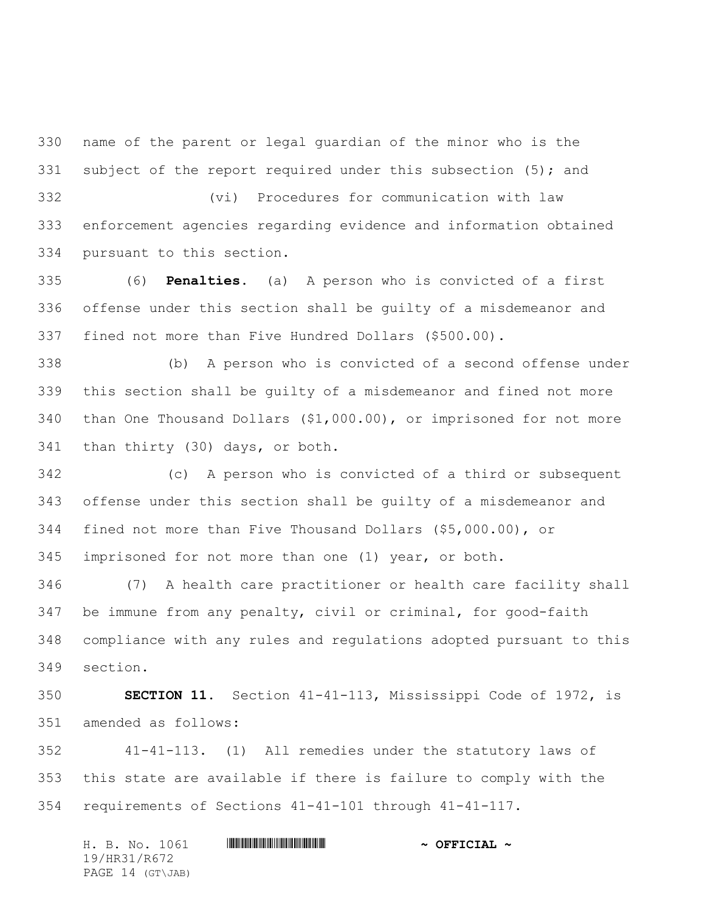name of the parent or legal guardian of the minor who is the subject of the report required under this subsection (5); and

(vi) Procedures for communication with law enforcement agencies regarding evidence and information obtained pursuant to this section.

(6) **Penalties.** (a) A person who is convicted of a first offense under this section shall be guilty of a misdemeanor and fined not more than Five Hundred Dollars ($500.00).

(b) A person who is convicted of a second offense under this section shall be guilty of a misdemeanor and fined not more than One Thousand Dollars ($1,000.00), or imprisoned for not more than thirty (30) days, or both.

(c) A person who is convicted of a third or subsequent offense under this section shall be guilty of a misdemeanor and fined not more than Five Thousand Dollars ($5,000.00), or imprisoned for not more than one (1) year, or both.

(7) A health care practitioner or health care facility shall be immune from any penalty, civil or criminal, for good-faith compliance with any rules and regulations adopted pursuant to this section.

**SECTION 11.** Section 41-41-113, Mississippi Code of 1972, is amended as follows:

41-41-113. (1) All remedies under the statutory laws of this state are available if there is failure to comply with the requirements of Sections 41-41-101 through 41-41-117.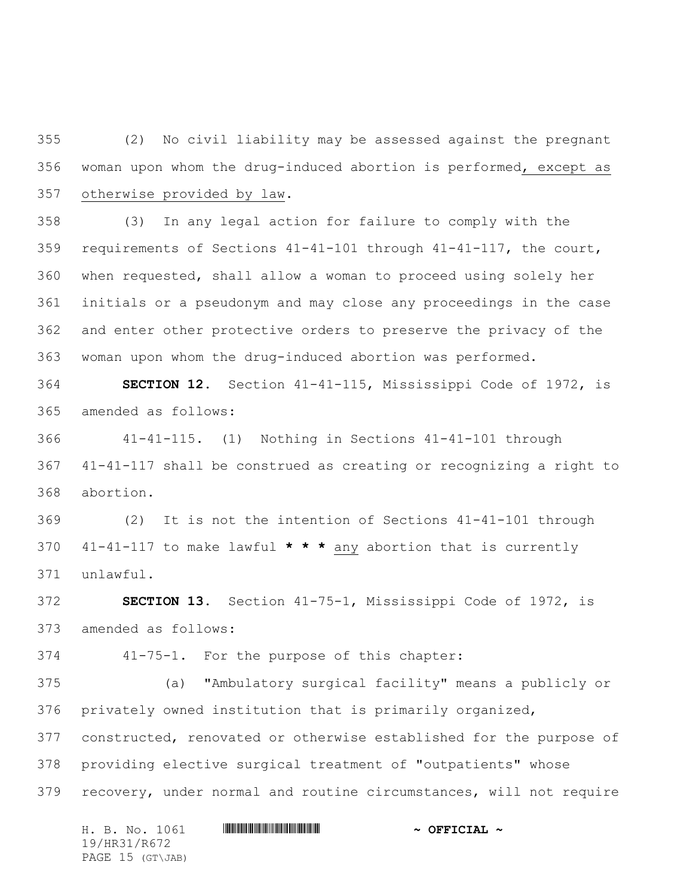(2) No civil liability may be assessed against the pregnant woman upon whom the drug-induced abortion is performed, except as otherwise provided by law.

(3) In any legal action for failure to comply with the requirements of Sections 41-41-101 through 41-41-117, the court, when requested, shall allow a woman to proceed using solely her initials or a pseudonym and may close any proceedings in the case and enter other protective orders to preserve the privacy of the woman upon whom the drug-induced abortion was performed.

**SECTION 12.** Section 41-41-115, Mississippi Code of 1972, is amended as follows:

41-41-115. (1) Nothing in Sections 41-41-101 through 41-41-117 shall be construed as creating or recognizing a right to abortion.

(2) It is not the intention of Sections 41-41-101 through 41-41-117 to make lawful **\* \* \*** any abortion that is currently unlawful.

**SECTION 13.** Section 41-75-1, Mississippi Code of 1972, is amended as follows:

41-75-1. For the purpose of this chapter:

(a) "Ambulatory surgical facility" means a publicly or privately owned institution that is primarily organized, constructed, renovated or otherwise established for the purpose of providing elective surgical treatment of "outpatients" whose recovery, under normal and routine circumstances, will not require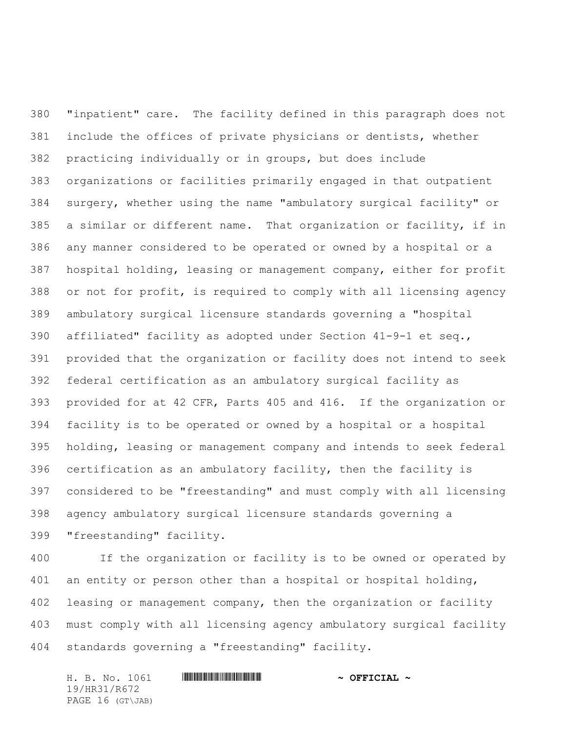"inpatient" care. The facility defined in this paragraph does not include the offices of private physicians or dentists, whether practicing individually or in groups, but does include organizations or facilities primarily engaged in that outpatient surgery, whether using the name "ambulatory surgical facility" or a similar or different name. That organization or facility, if in any manner considered to be operated or owned by a hospital or a hospital holding, leasing or management company, either for profit or not for profit, is required to comply with all licensing agency ambulatory surgical licensure standards governing a "hospital affiliated" facility as adopted under Section 41-9-1 et seq., provided that the organization or facility does not intend to seek federal certification as an ambulatory surgical facility as provided for at 42 CFR, Parts 405 and 416. If the organization or facility is to be operated or owned by a hospital or a hospital holding, leasing or management company and intends to seek federal certification as an ambulatory facility, then the facility is considered to be "freestanding" and must comply with all licensing agency ambulatory surgical licensure standards governing a "freestanding" facility.

If the organization or facility is to be owned or operated by an entity or person other than a hospital or hospital holding, leasing or management company, then the organization or facility must comply with all licensing agency ambulatory surgical facility standards governing a "freestanding" facility.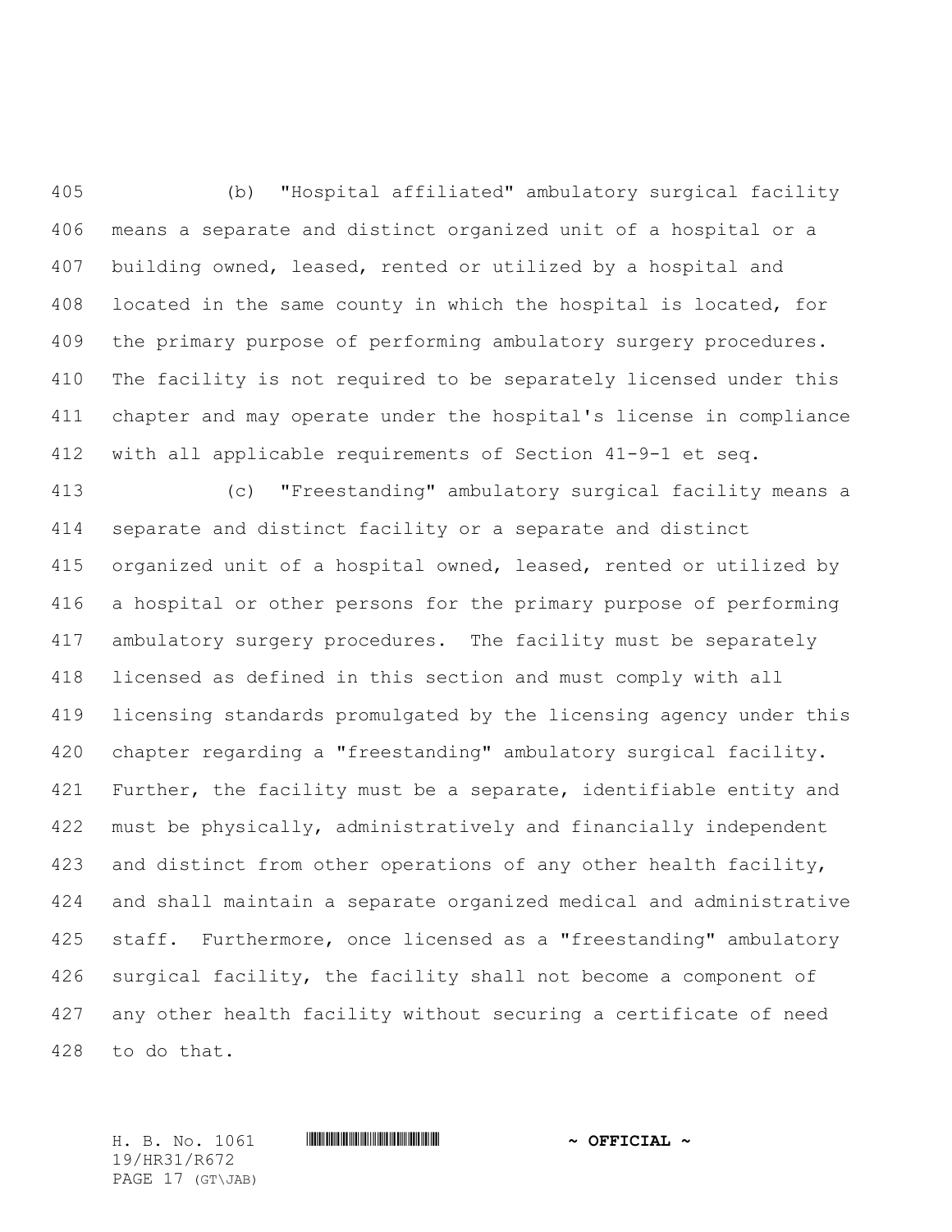(b) "Hospital affiliated" ambulatory surgical facility means a separate and distinct organized unit of a hospital or a building owned, leased, rented or utilized by a hospital and located in the same county in which the hospital is located, for the primary purpose of performing ambulatory surgery procedures. The facility is not required to be separately licensed under this chapter and may operate under the hospital's license in compliance with all applicable requirements of Section 41-9-1 et seq.

(c) "Freestanding" ambulatory surgical facility means a separate and distinct facility or a separate and distinct organized unit of a hospital owned, leased, rented or utilized by a hospital or other persons for the primary purpose of performing ambulatory surgery procedures. The facility must be separately licensed as defined in this section and must comply with all licensing standards promulgated by the licensing agency under this chapter regarding a "freestanding" ambulatory surgical facility. Further, the facility must be a separate, identifiable entity and must be physically, administratively and financially independent and distinct from other operations of any other health facility, and shall maintain a separate organized medical and administrative staff. Furthermore, once licensed as a "freestanding" ambulatory surgical facility, the facility shall not become a component of any other health facility without securing a certificate of need to do that.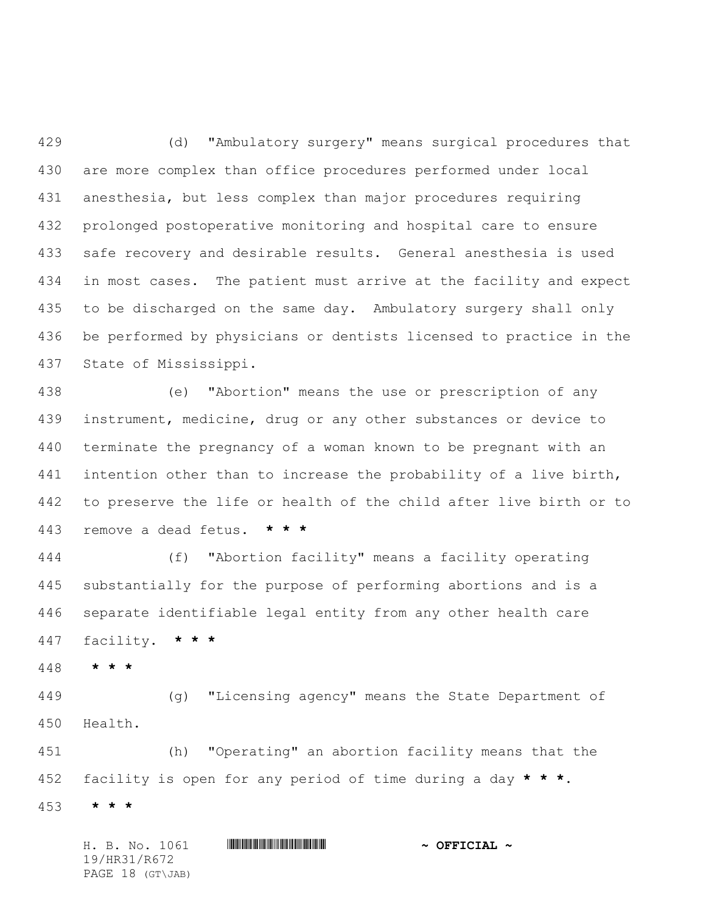(d) "Ambulatory surgery" means surgical procedures that are more complex than office procedures performed under local anesthesia, but less complex than major procedures requiring prolonged postoperative monitoring and hospital care to ensure safe recovery and desirable results. General anesthesia is used in most cases. The patient must arrive at the facility and expect to be discharged on the same day. Ambulatory surgery shall only be performed by physicians or dentists licensed to practice in the State of Mississippi.

(e) "Abortion" means the use or prescription of any instrument, medicine, drug or any other substances or device to terminate the pregnancy of a woman known to be pregnant with an intention other than to increase the probability of a live birth, to preserve the life or health of the child after live birth or to remove a dead fetus. **\* \* \***

(f) "Abortion facility" means a facility operating substantially for the purpose of performing abortions and is a separate identifiable legal entity from any other health care facility. **\* \* \***

**\* \* \***

(g) "Licensing agency" means the State Department of Health.

(h) "Operating" an abortion facility means that the facility is open for any period of time during a day **\* \* \***.

**\* \* \***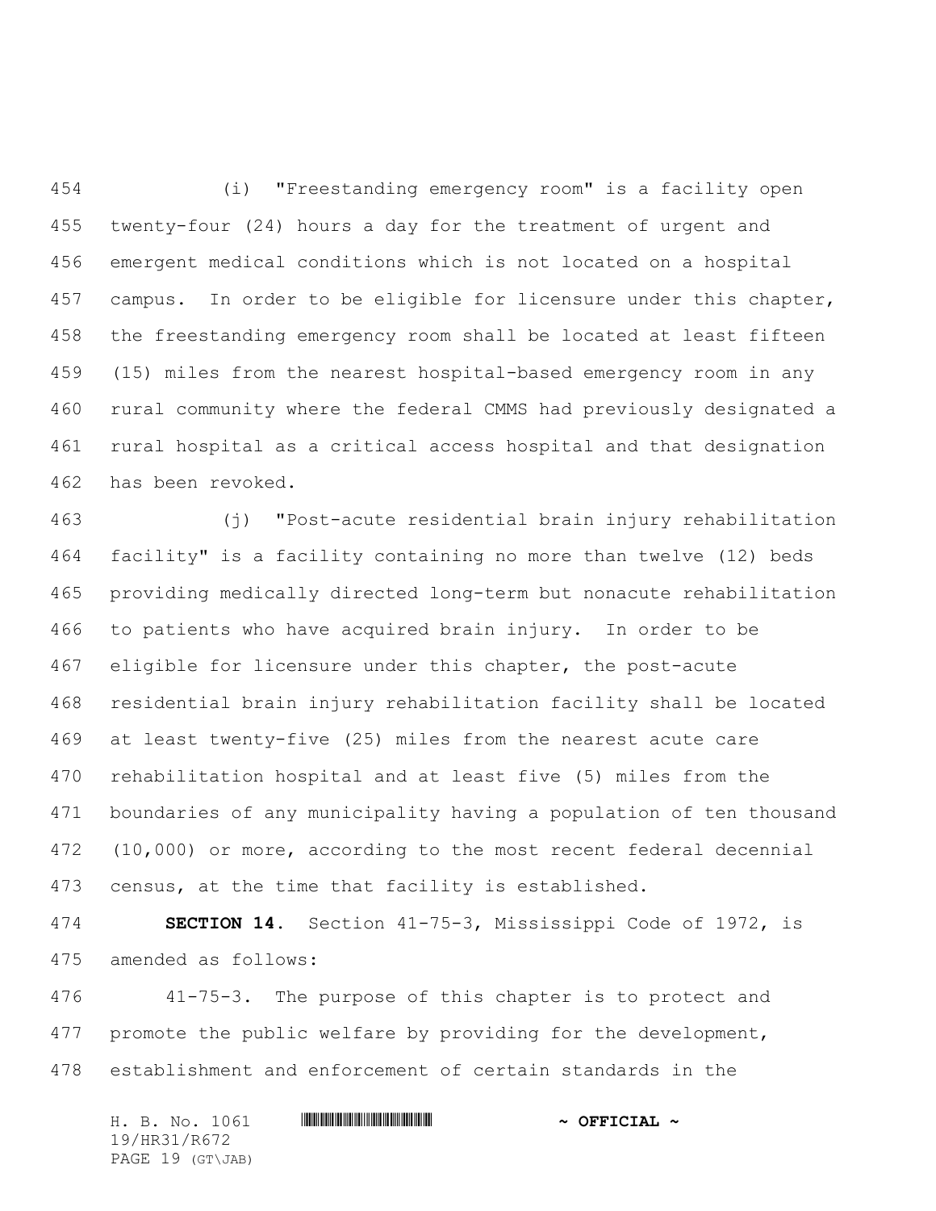(i) "Freestanding emergency room" is a facility open twenty-four (24) hours a day for the treatment of urgent and emergent medical conditions which is not located on a hospital campus. In order to be eligible for licensure under this chapter, the freestanding emergency room shall be located at least fifteen (15) miles from the nearest hospital-based emergency room in any rural community where the federal CMMS had previously designated a rural hospital as a critical access hospital and that designation has been revoked.

(j) "Post-acute residential brain injury rehabilitation facility" is a facility containing no more than twelve (12) beds providing medically directed long-term but nonacute rehabilitation to patients who have acquired brain injury. In order to be eligible for licensure under this chapter, the post-acute residential brain injury rehabilitation facility shall be located at least twenty-five (25) miles from the nearest acute care rehabilitation hospital and at least five (5) miles from the boundaries of any municipality having a population of ten thousand (10,000) or more, according to the most recent federal decennial census, at the time that facility is established.

**SECTION 14.** Section 41-75-3, Mississippi Code of 1972, is amended as follows:

41-75-3. The purpose of this chapter is to protect and promote the public welfare by providing for the development, establishment and enforcement of certain standards in the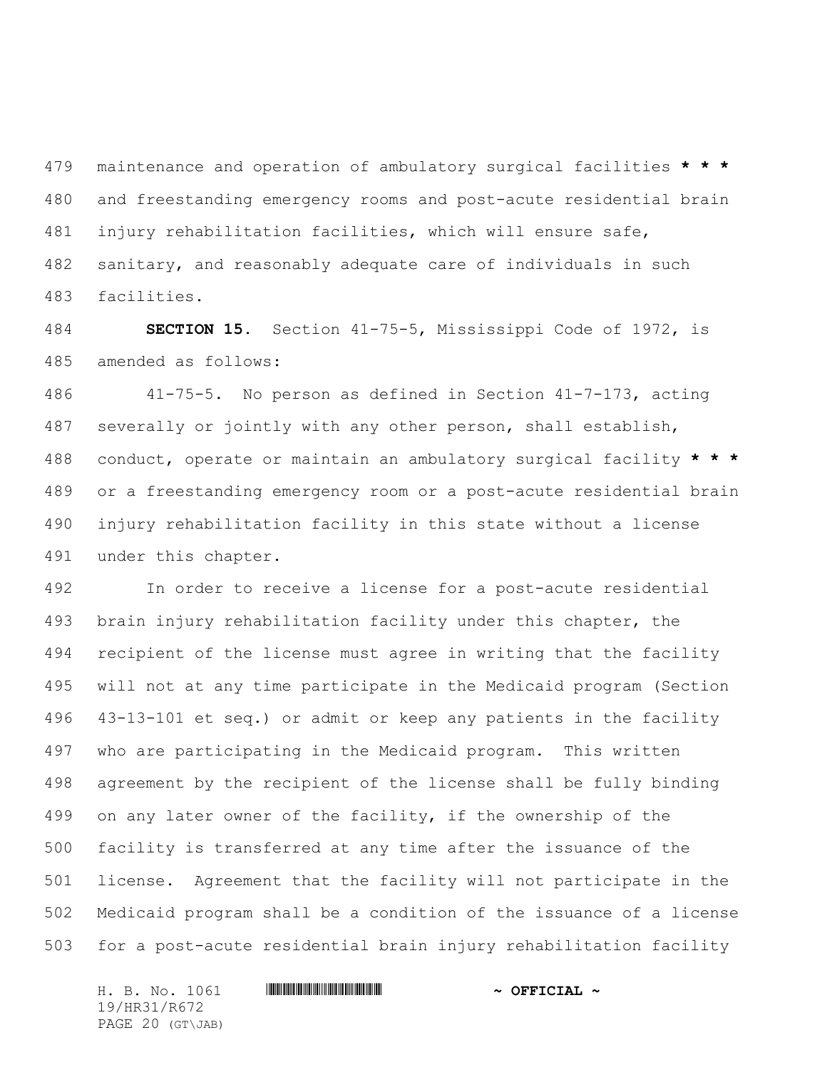maintenance and operation of ambulatory surgical facilities **\* \* \*** and freestanding emergency rooms and post-acute residential brain injury rehabilitation facilities, which will ensure safe, sanitary, and reasonably adequate care of individuals in such facilities.

**SECTION 15.** Section 41-75-5, Mississippi Code of 1972, is amended as follows:

41-75-5. No person as defined in Section 41-7-173, acting severally or jointly with any other person, shall establish, conduct, operate or maintain an ambulatory surgical facility **\* \* \*** or a freestanding emergency room or a post-acute residential brain injury rehabilitation facility in this state without a license under this chapter.

In order to receive a license for a post-acute residential brain injury rehabilitation facility under this chapter, the recipient of the license must agree in writing that the facility will not at any time participate in the Medicaid program (Section 43-13-101 et seq.) or admit or keep any patients in the facility who are participating in the Medicaid program. This written agreement by the recipient of the license shall be fully binding on any later owner of the facility, if the ownership of the facility is transferred at any time after the issuance of the license. Agreement that the facility will not participate in the Medicaid program shall be a condition of the issuance of a license for a post-acute residential brain injury rehabilitation facility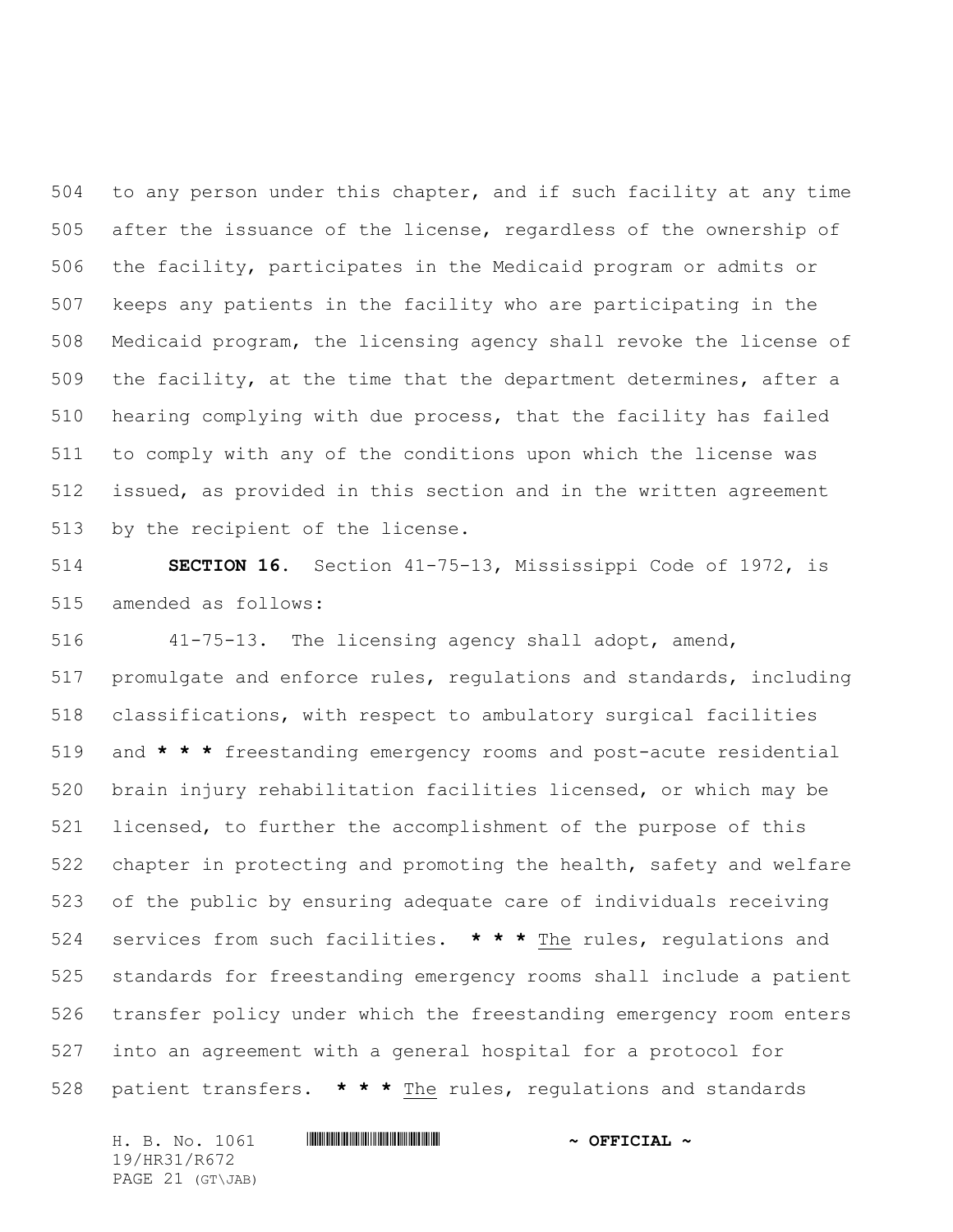to any person under this chapter, and if such facility at any time after the issuance of the license, regardless of the ownership of the facility, participates in the Medicaid program or admits or keeps any patients in the facility who are participating in the Medicaid program, the licensing agency shall revoke the license of the facility, at the time that the department determines, after a hearing complying with due process, that the facility has failed to comply with any of the conditions upon which the license was issued, as provided in this section and in the written agreement by the recipient of the license.

**SECTION 16.** Section 41-75-13, Mississippi Code of 1972, is amended as follows:

41-75-13. The licensing agency shall adopt, amend, promulgate and enforce rules, regulations and standards, including classifications, with respect to ambulatory surgical facilities and **\* \* \*** freestanding emergency rooms and post-acute residential brain injury rehabilitation facilities licensed, or which may be licensed, to further the accomplishment of the purpose of this chapter in protecting and promoting the health, safety and welfare of the public by ensuring adequate care of individuals receiving services from such facilities. **\* \* \*** <u>The</u> rules, regulations and standards for freestanding emergency rooms shall include a patient transfer policy under which the freestanding emergency room enters into an agreement with a general hospital for a protocol for patient transfers. **\* \* \*** <u>The</u> rules, regulations and standards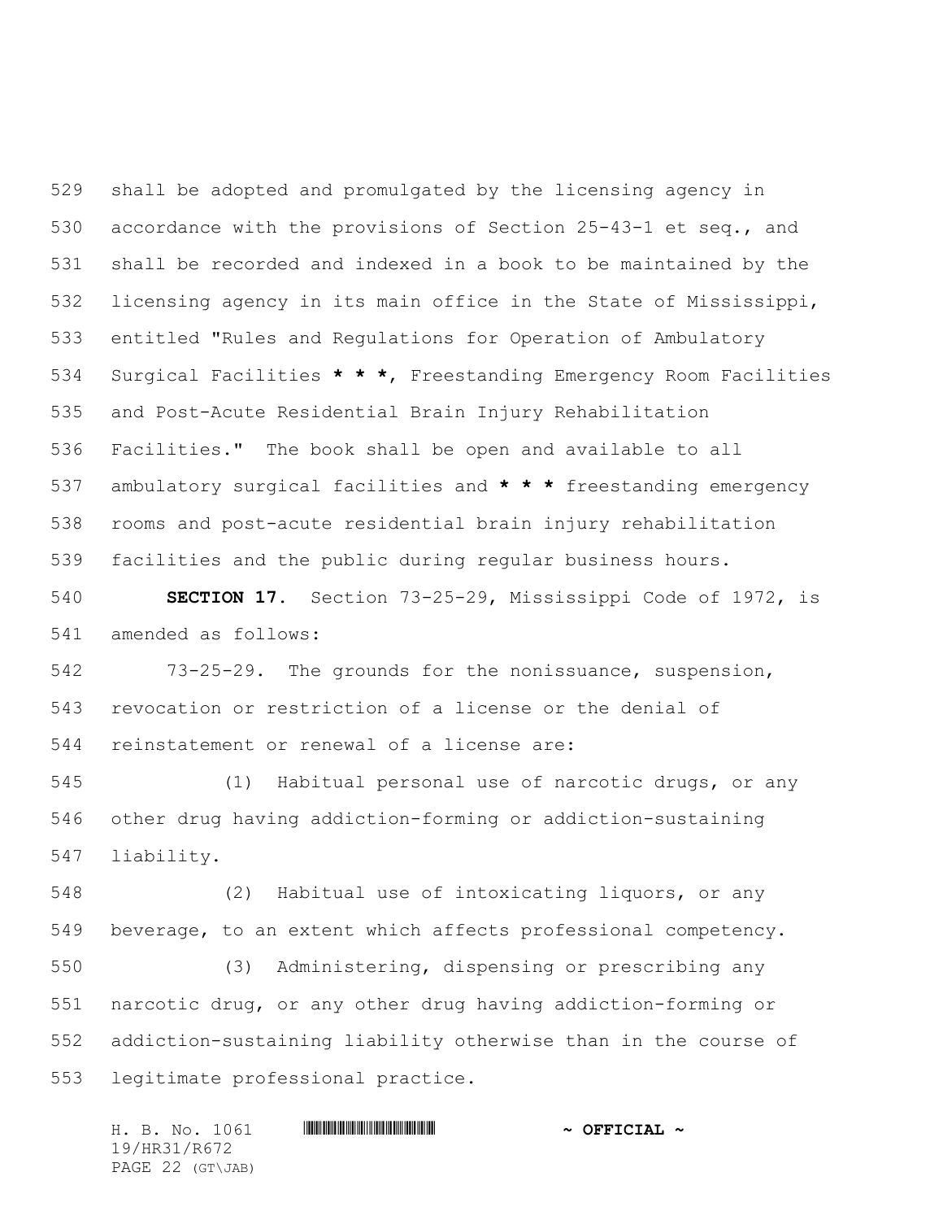shall be adopted and promulgated by the licensing agency in accordance with the provisions of Section 25-43-1 et seq., and shall be recorded and indexed in a book to be maintained by the licensing agency in its main office in the State of Mississippi, entitled "Rules and Regulations for Operation of Ambulatory Surgical Facilities **\* \* \***, Freestanding Emergency Room Facilities and Post-Acute Residential Brain Injury Rehabilitation Facilities." The book shall be open and available to all ambulatory surgical facilities and **\* \* \*** freestanding emergency rooms and post-acute residential brain injury rehabilitation facilities and the public during regular business hours.

**SECTION 17.** Section 73-25-29, Mississippi Code of 1972, is amended as follows:

73-25-29. The grounds for the nonissuance, suspension, revocation or restriction of a license or the denial of reinstatement or renewal of a license are:

(1) Habitual personal use of narcotic drugs, or any other drug having addiction-forming or addiction-sustaining liability.

(2) Habitual use of intoxicating liquors, or any beverage, to an extent which affects professional competency.

(3) Administering, dispensing or prescribing any narcotic drug, or any other drug having addiction-forming or addiction-sustaining liability otherwise than in the course of legitimate professional practice.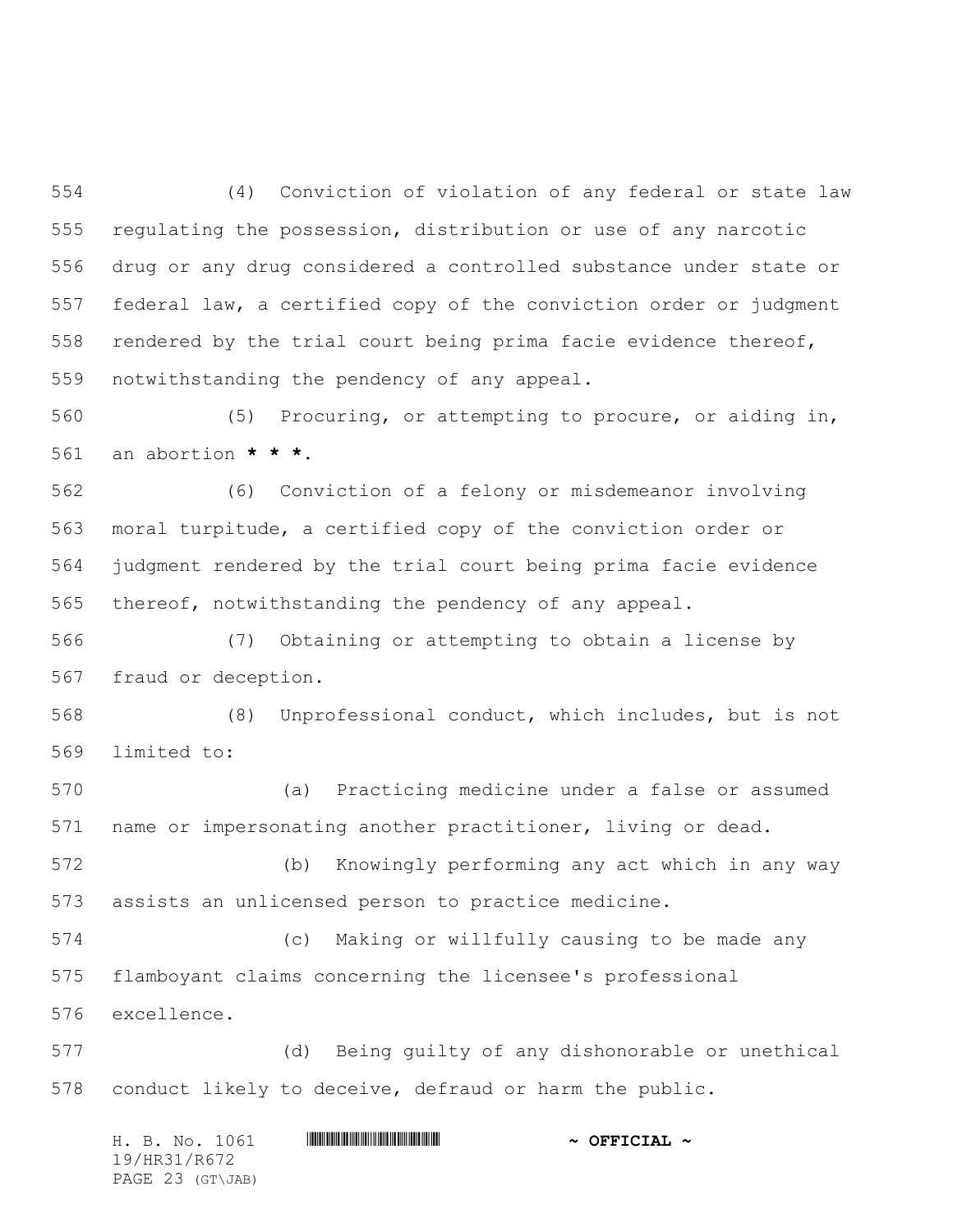(4) Conviction of violation of any federal or state law regulating the possession, distribution or use of any narcotic drug or any drug considered a controlled substance under state or federal law, a certified copy of the conviction order or judgment rendered by the trial court being prima facie evidence thereof, notwithstanding the pendency of any appeal.

(5) Procuring, or attempting to procure, or aiding in, an abortion **\* \* \***.

(6) Conviction of a felony or misdemeanor involving moral turpitude, a certified copy of the conviction order or judgment rendered by the trial court being prima facie evidence thereof, notwithstanding the pendency of any appeal.

(7) Obtaining or attempting to obtain a license by fraud or deception.

(8) Unprofessional conduct, which includes, but is not limited to:

(a) Practicing medicine under a false or assumed name or impersonating another practitioner, living or dead.

(b) Knowingly performing any act which in any way assists an unlicensed person to practice medicine.

(c) Making or willfully causing to be made any flamboyant claims concerning the licensee's professional excellence.

(d) Being guilty of any dishonorable or unethical conduct likely to deceive, defraud or harm the public.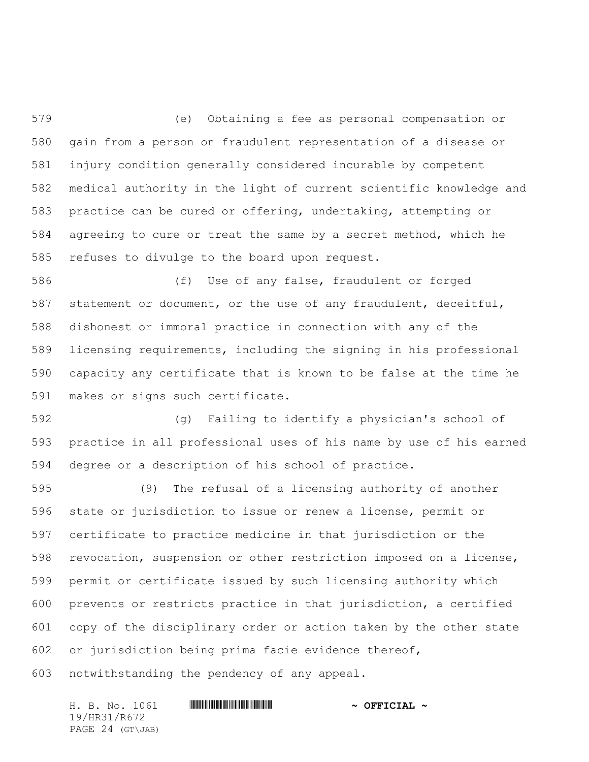(e) Obtaining a fee as personal compensation or gain from a person on fraudulent representation of a disease or injury condition generally considered incurable by competent medical authority in the light of current scientific knowledge and practice can be cured or offering, undertaking, attempting or agreeing to cure or treat the same by a secret method, which he refuses to divulge to the board upon request.

(f) Use of any false, fraudulent or forged statement or document, or the use of any fraudulent, deceitful, dishonest or immoral practice in connection with any of the licensing requirements, including the signing in his professional capacity any certificate that is known to be false at the time he makes or signs such certificate.

(g) Failing to identify a physician's school of practice in all professional uses of his name by use of his earned degree or a description of his school of practice.

(9) The refusal of a licensing authority of another state or jurisdiction to issue or renew a license, permit or certificate to practice medicine in that jurisdiction or the revocation, suspension or other restriction imposed on a license, permit or certificate issued by such licensing authority which prevents or restricts practice in that jurisdiction, a certified copy of the disciplinary order or action taken by the other state or jurisdiction being prima facie evidence thereof, notwithstanding the pendency of any appeal.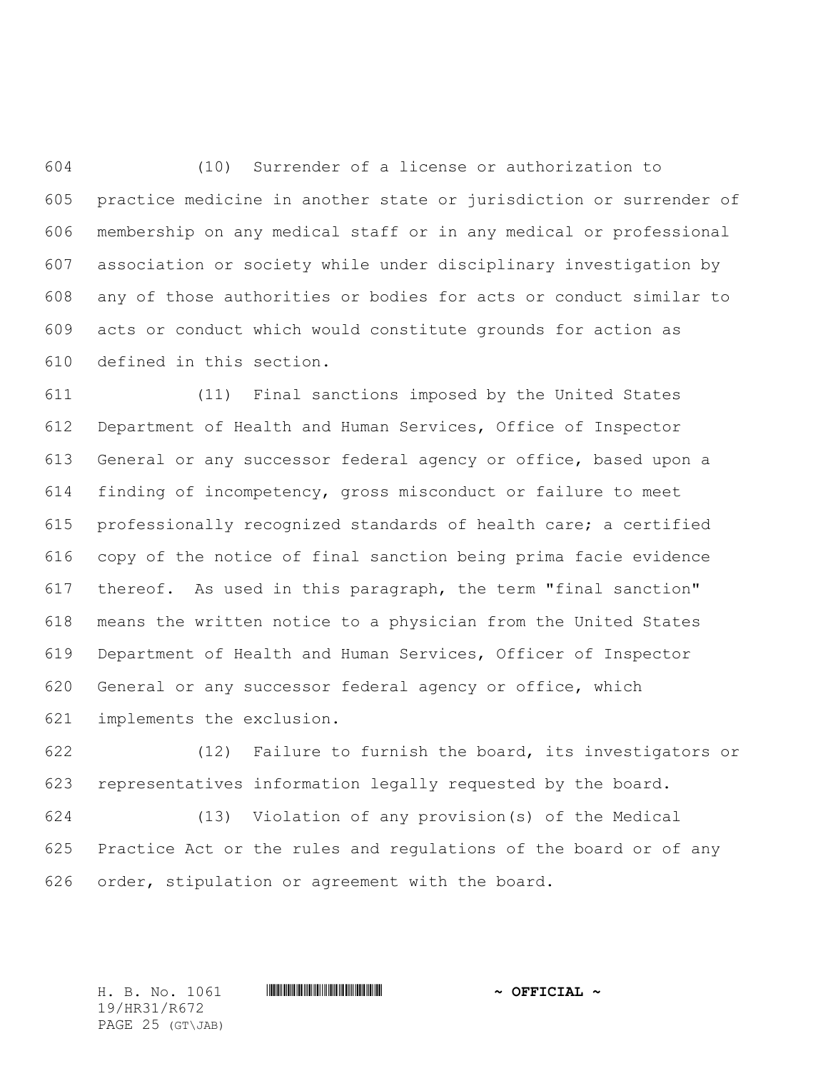(10) Surrender of a license or authorization to practice medicine in another state or jurisdiction or surrender of membership on any medical staff or in any medical or professional association or society while under disciplinary investigation by any of those authorities or bodies for acts or conduct similar to acts or conduct which would constitute grounds for action as defined in this section.

(11) Final sanctions imposed by the United States Department of Health and Human Services, Office of Inspector General or any successor federal agency or office, based upon a finding of incompetency, gross misconduct or failure to meet professionally recognized standards of health care; a certified copy of the notice of final sanction being prima facie evidence thereof. As used in this paragraph, the term "final sanction" means the written notice to a physician from the United States Department of Health and Human Services, Officer of Inspector General or any successor federal agency or office, which implements the exclusion.

(12) Failure to furnish the board, its investigators or representatives information legally requested by the board.

(13) Violation of any provision(s) of the Medical Practice Act or the rules and regulations of the board or of any order, stipulation or agreement with the board.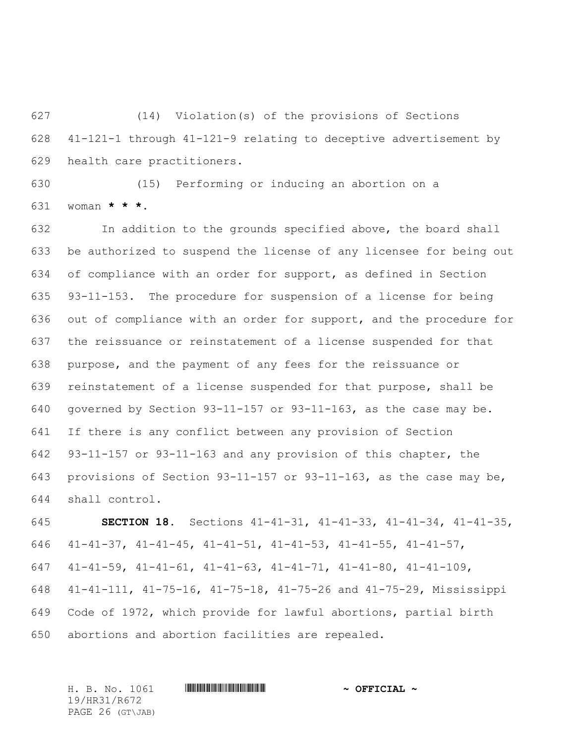(14) Violation(s) of the provisions of Sections 41-121-1 through 41-121-9 relating to deceptive advertisement by health care practitioners.

(15) Performing or inducing an abortion on a woman *** * ***.

In addition to the grounds specified above, the board shall be authorized to suspend the license of any licensee for being out of compliance with an order for support, as defined in Section 93-11-153. The procedure for suspension of a license for being out of compliance with an order for support, and the procedure for the reissuance or reinstatement of a license suspended for that purpose, and the payment of any fees for the reissuance or reinstatement of a license suspended for that purpose, shall be governed by Section 93-11-157 or 93-11-163, as the case may be. If there is any conflict between any provision of Section 93-11-157 or 93-11-163 and any provision of this chapter, the provisions of Section 93-11-157 or 93-11-163, as the case may be, shall control.

**SECTION 18.** Sections 41-41-31, 41-41-33, 41-41-34, 41-41-35, 41-41-37, 41-41-45, 41-41-51, 41-41-53, 41-41-55, 41-41-57, 41-41-59, 41-41-61, 41-41-63, 41-41-71, 41-41-80, 41-41-109, 41-41-111, 41-75-16, 41-75-18, 41-75-26 and 41-75-29, Mississippi Code of 1972, which provide for lawful abortions, partial birth abortions and abortion facilities are repealed.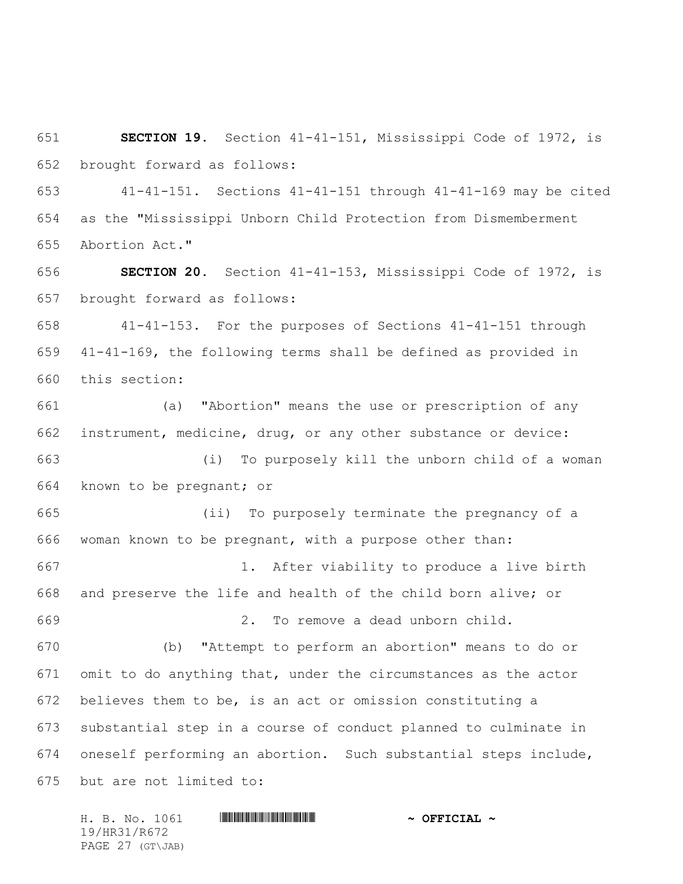**SECTION 19.** Section 41-41-151, Mississippi Code of 1972, is brought forward as follows:

41-41-151. Sections 41-41-151 through 41-41-169 may be cited as the "Mississippi Unborn Child Protection from Dismemberment Abortion Act."

**SECTION 20.** Section 41-41-153, Mississippi Code of 1972, is brought forward as follows:

41-41-153. For the purposes of Sections 41-41-151 through 41-41-169, the following terms shall be defined as provided in this section:

(a) "Abortion" means the use or prescription of any instrument, medicine, drug, or any other substance or device:

(i) To purposely kill the unborn child of a woman known to be pregnant; or

(ii) To purposely terminate the pregnancy of a woman known to be pregnant, with a purpose other than:

1. After viability to produce a live birth and preserve the life and health of the child born alive; or

2. To remove a dead unborn child.

(b) "Attempt to perform an abortion" means to do or omit to do anything that, under the circumstances as the actor believes them to be, is an act or omission constituting a substantial step in a course of conduct planned to culminate in oneself performing an abortion. Such substantial steps include, but are not limited to: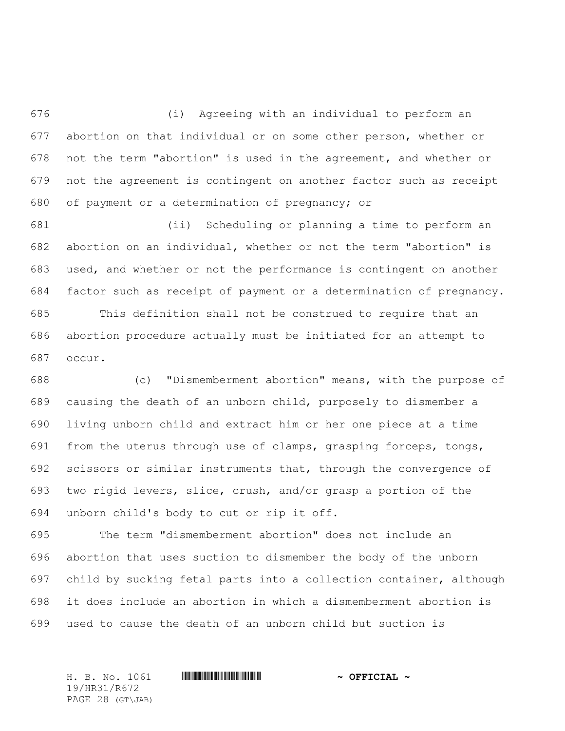(i) Agreeing with an individual to perform an abortion on that individual or on some other person, whether or not the term "abortion" is used in the agreement, and whether or not the agreement is contingent on another factor such as receipt of payment or a determination of pregnancy; or

(ii) Scheduling or planning a time to perform an abortion on an individual, whether or not the term "abortion" is used, and whether or not the performance is contingent on another factor such as receipt of payment or a determination of pregnancy.

This definition shall not be construed to require that an abortion procedure actually must be initiated for an attempt to occur.

(c) "Dismemberment abortion" means, with the purpose of causing the death of an unborn child, purposely to dismember a living unborn child and extract him or her one piece at a time from the uterus through use of clamps, grasping forceps, tongs, scissors or similar instruments that, through the convergence of two rigid levers, slice, crush, and/or grasp a portion of the unborn child's body to cut or rip it off.

The term "dismemberment abortion" does not include an abortion that uses suction to dismember the body of the unborn child by sucking fetal parts into a collection container, although it does include an abortion in which a dismemberment abortion is used to cause the death of an unborn child but suction is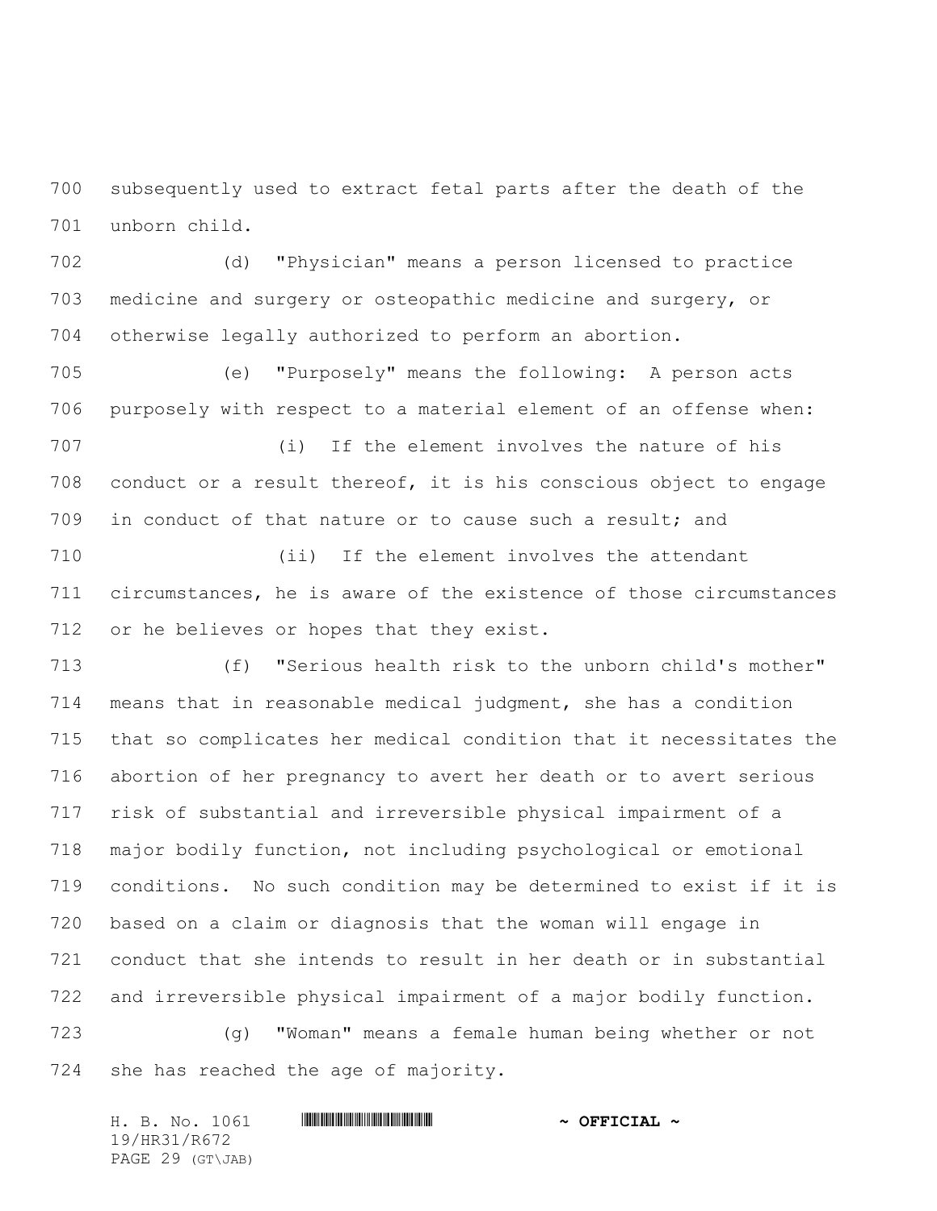subsequently used to extract fetal parts after the death of the unborn child.

(d) "Physician" means a person licensed to practice medicine and surgery or osteopathic medicine and surgery, or otherwise legally authorized to perform an abortion.

(e) "Purposely" means the following: A person acts purposely with respect to a material element of an offense when:

(i) If the element involves the nature of his conduct or a result thereof, it is his conscious object to engage in conduct of that nature or to cause such a result; and

(ii) If the element involves the attendant circumstances, he is aware of the existence of those circumstances or he believes or hopes that they exist.

(f) "Serious health risk to the unborn child's mother" means that in reasonable medical judgment, she has a condition that so complicates her medical condition that it necessitates the abortion of her pregnancy to avert her death or to avert serious risk of substantial and irreversible physical impairment of a major bodily function, not including psychological or emotional conditions. No such condition may be determined to exist if it is based on a claim or diagnosis that the woman will engage in conduct that she intends to result in her death or in substantial and irreversible physical impairment of a major bodily function.

(g) "Woman" means a female human being whether or not she has reached the age of majority.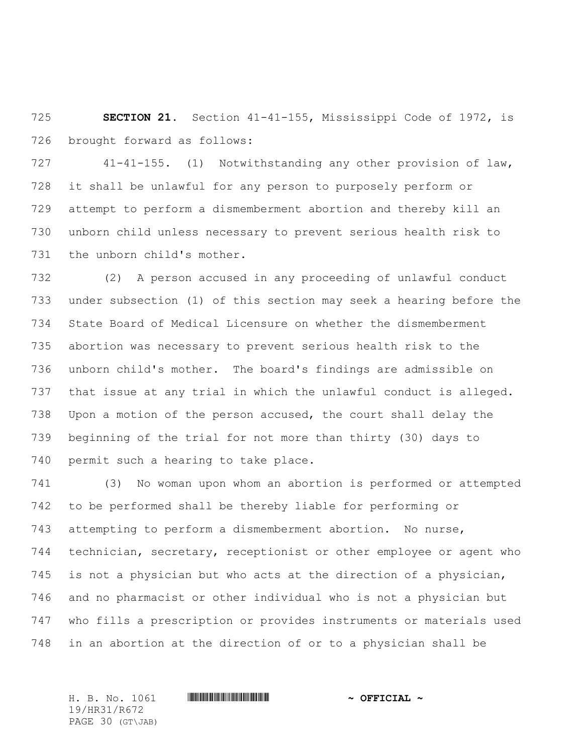**SECTION 21.** Section 41-41-155, Mississippi Code of 1972, is brought forward as follows:

41-41-155. (1) Notwithstanding any other provision of law, it shall be unlawful for any person to purposely perform or attempt to perform a dismemberment abortion and thereby kill an unborn child unless necessary to prevent serious health risk to the unborn child's mother.

(2) A person accused in any proceeding of unlawful conduct under subsection (1) of this section may seek a hearing before the State Board of Medical Licensure on whether the dismemberment abortion was necessary to prevent serious health risk to the unborn child's mother. The board's findings are admissible on that issue at any trial in which the unlawful conduct is alleged. Upon a motion of the person accused, the court shall delay the beginning of the trial for not more than thirty (30) days to permit such a hearing to take place.

(3) No woman upon whom an abortion is performed or attempted to be performed shall be thereby liable for performing or attempting to perform a dismemberment abortion. No nurse, technician, secretary, receptionist or other employee or agent who is not a physician but who acts at the direction of a physician, and no pharmacist or other individual who is not a physician but who fills a prescription or provides instruments or materials used in an abortion at the direction of or to a physician shall be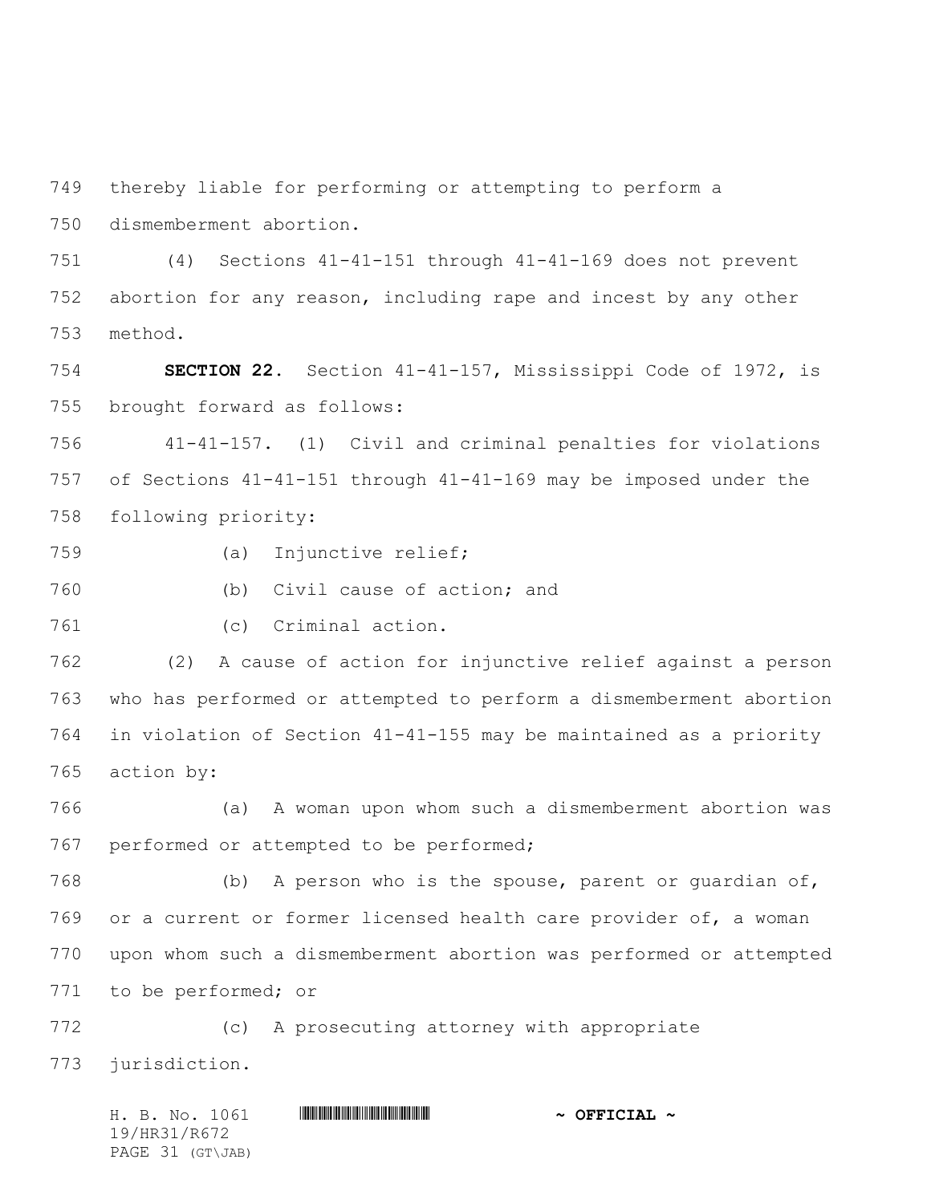thereby liable for performing or attempting to perform a dismemberment abortion.

(4) Sections 41-41-151 through 41-41-169 does not prevent abortion for any reason, including rape and incest by any other method.

**SECTION 22.** Section 41-41-157, Mississippi Code of 1972, is brought forward as follows:

41-41-157. (1) Civil and criminal penalties for violations of Sections 41-41-151 through 41-41-169 may be imposed under the following priority:

(a) Injunctive relief;

(b) Civil cause of action; and

(c) Criminal action.

(2) A cause of action for injunctive relief against a person who has performed or attempted to perform a dismemberment abortion in violation of Section 41-41-155 may be maintained as a priority action by:

(a) A woman upon whom such a dismemberment abortion was performed or attempted to be performed;

(b) A person who is the spouse, parent or guardian of, or a current or former licensed health care provider of, a woman upon whom such a dismemberment abortion was performed or attempted to be performed; or

(c) A prosecuting attorney with appropriate jurisdiction.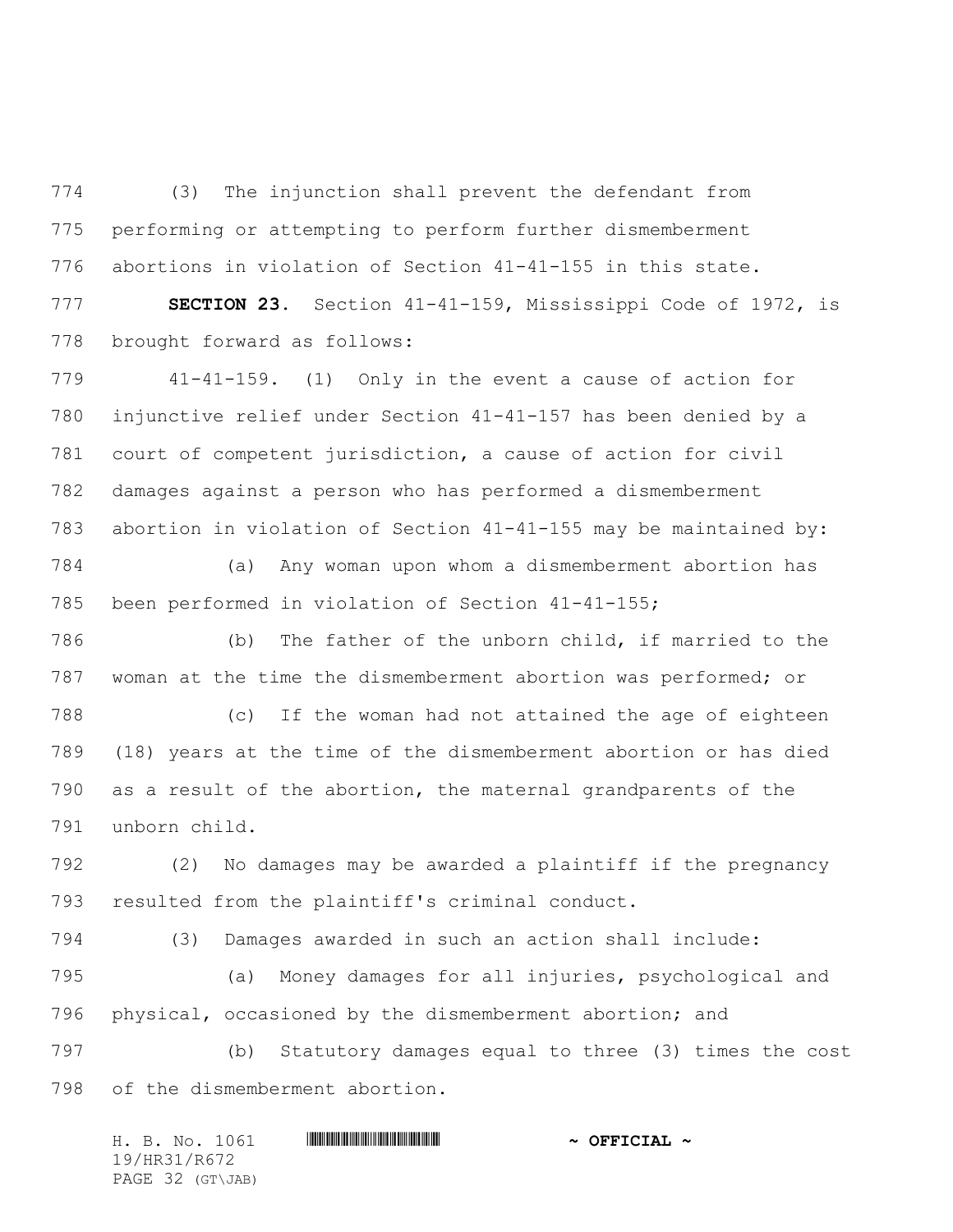(3) The injunction shall prevent the defendant from performing or attempting to perform further dismemberment abortions in violation of Section 41-41-155 in this state.

**SECTION 23.** Section 41-41-159, Mississippi Code of 1972, is brought forward as follows:

41-41-159. (1) Only in the event a cause of action for injunctive relief under Section 41-41-157 has been denied by a court of competent jurisdiction, a cause of action for civil damages against a person who has performed a dismemberment abortion in violation of Section 41-41-155 may be maintained by:

(a) Any woman upon whom a dismemberment abortion has been performed in violation of Section 41-41-155;

(b) The father of the unborn child, if married to the woman at the time the dismemberment abortion was performed; or

(c) If the woman had not attained the age of eighteen (18) years at the time of the dismemberment abortion or has died as a result of the abortion, the maternal grandparents of the unborn child.

(2) No damages may be awarded a plaintiff if the pregnancy resulted from the plaintiff's criminal conduct.

(3) Damages awarded in such an action shall include:

(a) Money damages for all injuries, psychological and physical, occasioned by the dismemberment abortion; and

(b) Statutory damages equal to three (3) times the cost of the dismemberment abortion.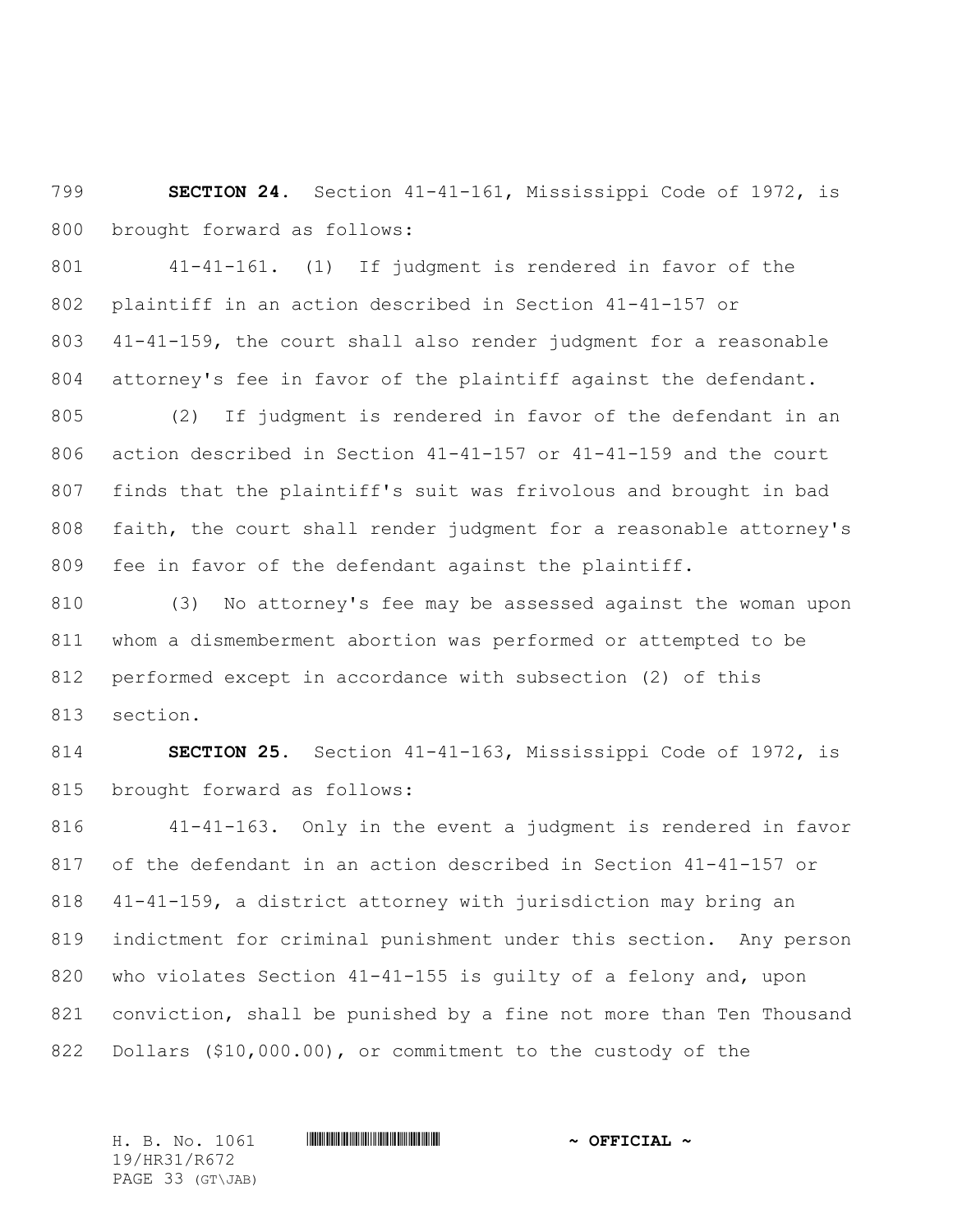**SECTION 24.** Section 41-41-161, Mississippi Code of 1972, is brought forward as follows:

41-41-161. (1) If judgment is rendered in favor of the plaintiff in an action described in Section 41-41-157 or 41-41-159, the court shall also render judgment for a reasonable attorney's fee in favor of the plaintiff against the defendant.

(2) If judgment is rendered in favor of the defendant in an action described in Section 41-41-157 or 41-41-159 and the court finds that the plaintiff's suit was frivolous and brought in bad faith, the court shall render judgment for a reasonable attorney's fee in favor of the defendant against the plaintiff.

(3) No attorney's fee may be assessed against the woman upon whom a dismemberment abortion was performed or attempted to be performed except in accordance with subsection (2) of this section.

**SECTION 25.** Section 41-41-163, Mississippi Code of 1972, is brought forward as follows:

41-41-163. Only in the event a judgment is rendered in favor of the defendant in an action described in Section 41-41-157 or 41-41-159, a district attorney with jurisdiction may bring an indictment for criminal punishment under this section. Any person who violates Section 41-41-155 is guilty of a felony and, upon conviction, shall be punished by a fine not more than Ten Thousand Dollars ($10,000.00), or commitment to the custody of the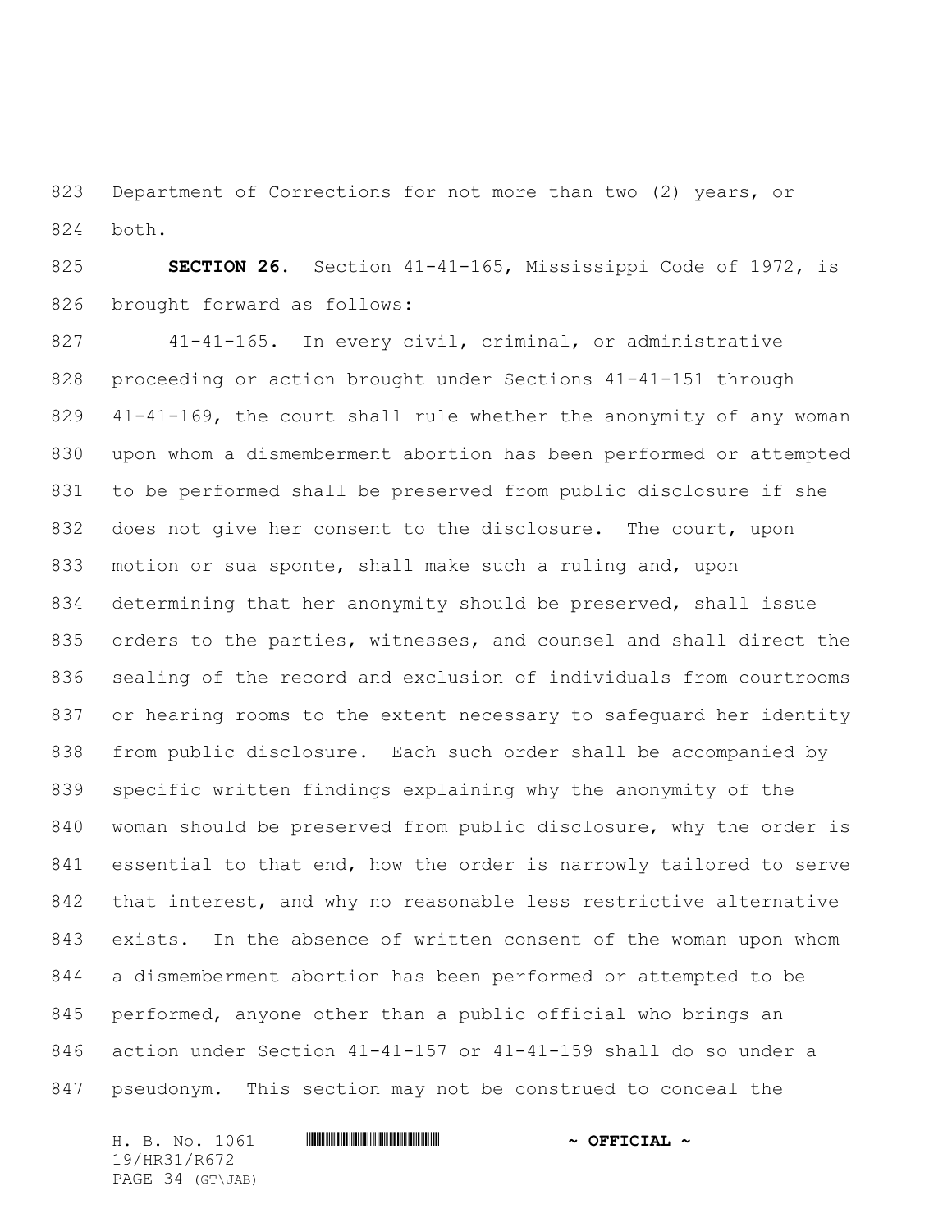Department of Corrections for not more than two (2) years, or both.

**SECTION 26.** Section 41-41-165, Mississippi Code of 1972, is brought forward as follows:

41-41-165. In every civil, criminal, or administrative proceeding or action brought under Sections 41-41-151 through 41-41-169, the court shall rule whether the anonymity of any woman upon whom a dismemberment abortion has been performed or attempted to be performed shall be preserved from public disclosure if she does not give her consent to the disclosure. The court, upon motion or sua sponte, shall make such a ruling and, upon determining that her anonymity should be preserved, shall issue orders to the parties, witnesses, and counsel and shall direct the sealing of the record and exclusion of individuals from courtrooms or hearing rooms to the extent necessary to safeguard her identity from public disclosure. Each such order shall be accompanied by specific written findings explaining why the anonymity of the woman should be preserved from public disclosure, why the order is essential to that end, how the order is narrowly tailored to serve that interest, and why no reasonable less restrictive alternative exists. In the absence of written consent of the woman upon whom a dismemberment abortion has been performed or attempted to be performed, anyone other than a public official who brings an action under Section 41-41-157 or 41-41-159 shall do so under a pseudonym. This section may not be construed to conceal the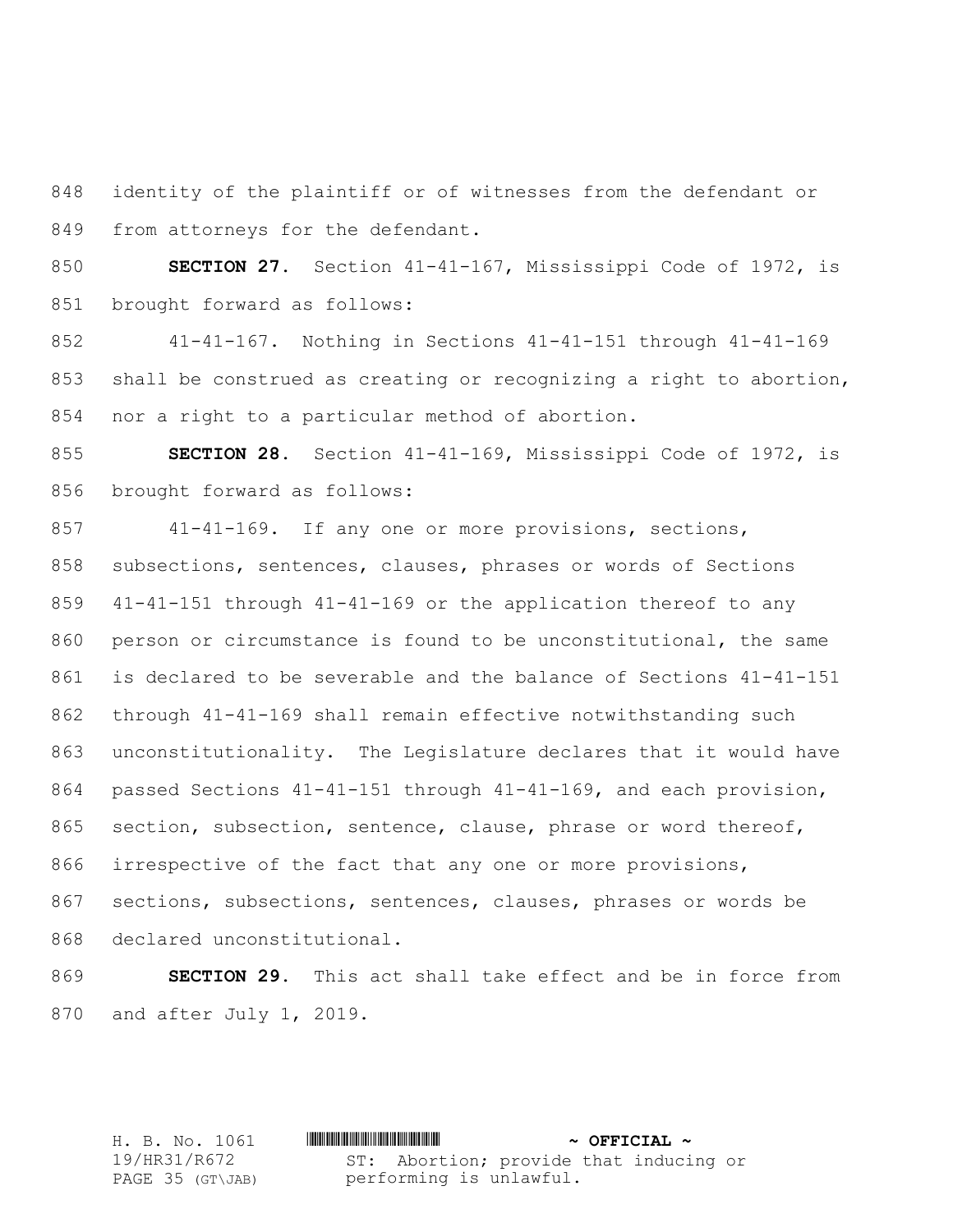identity of the plaintiff or of witnesses from the defendant or from attorneys for the defendant.

**SECTION 27.** Section 41-41-167, Mississippi Code of 1972, is brought forward as follows:

41-41-167. Nothing in Sections 41-41-151 through 41-41-169 shall be construed as creating or recognizing a right to abortion, nor a right to a particular method of abortion.

**SECTION 28.** Section 41-41-169, Mississippi Code of 1972, is brought forward as follows:

41-41-169. If any one or more provisions, sections, subsections, sentences, clauses, phrases or words of Sections 41-41-151 through 41-41-169 or the application thereof to any person or circumstance is found to be unconstitutional, the same is declared to be severable and the balance of Sections 41-41-151 through 41-41-169 shall remain effective notwithstanding such unconstitutionality. The Legislature declares that it would have passed Sections 41-41-151 through 41-41-169, and each provision, section, subsection, sentence, clause, phrase or word thereof, irrespective of the fact that any one or more provisions, sections, subsections, sentences, clauses, phrases or words be declared unconstitutional.

**SECTION 29.** This act shall take effect and be in force from and after July 1, 2019.